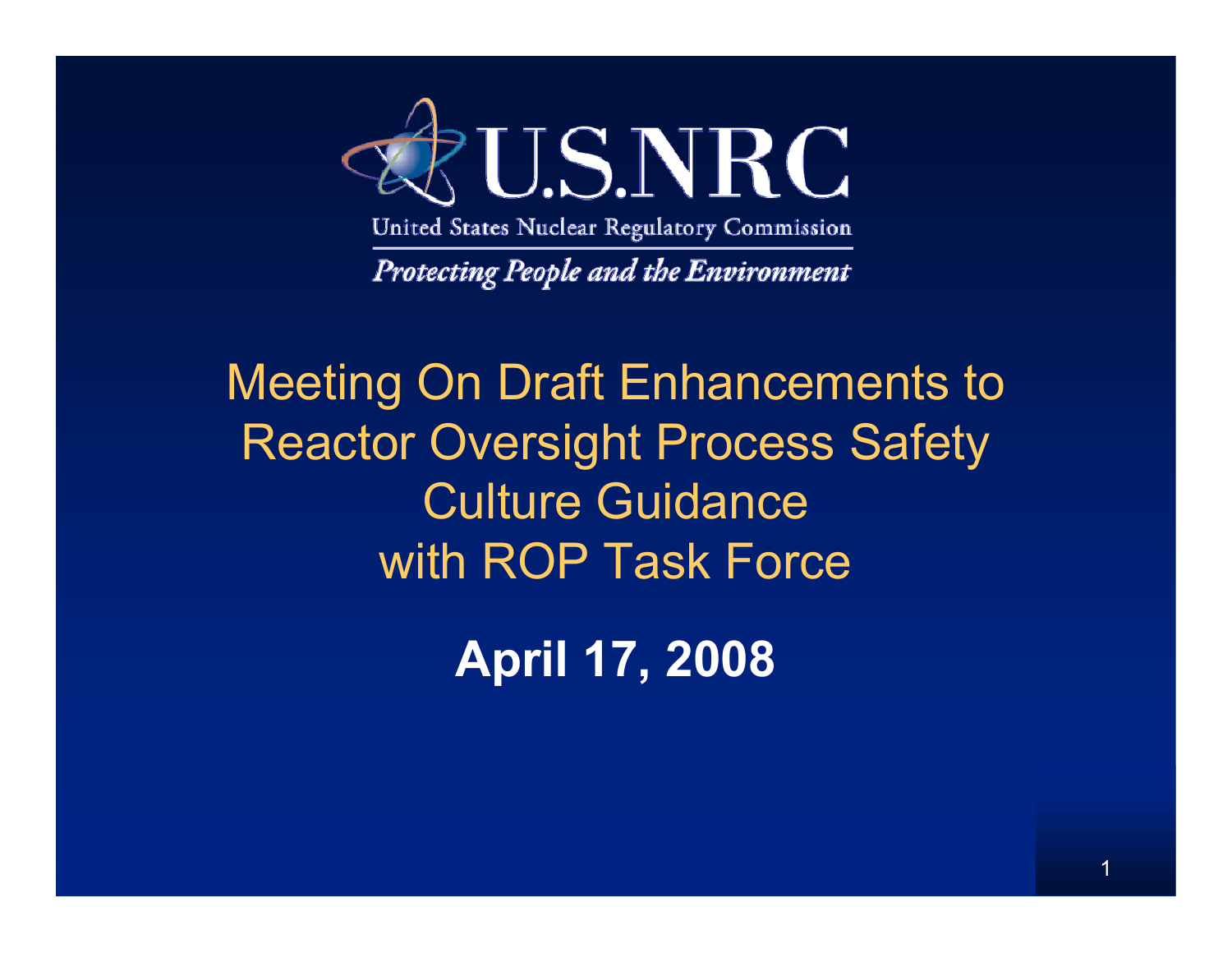U.S.NRC

United States Nuclear Regulatory Commission

*Protecting People and the Environment*

# Meeting On Draft Enhancements to Reactor Oversight Process Safety Culture Guidance with ROP Task Force

**April 17, 2008**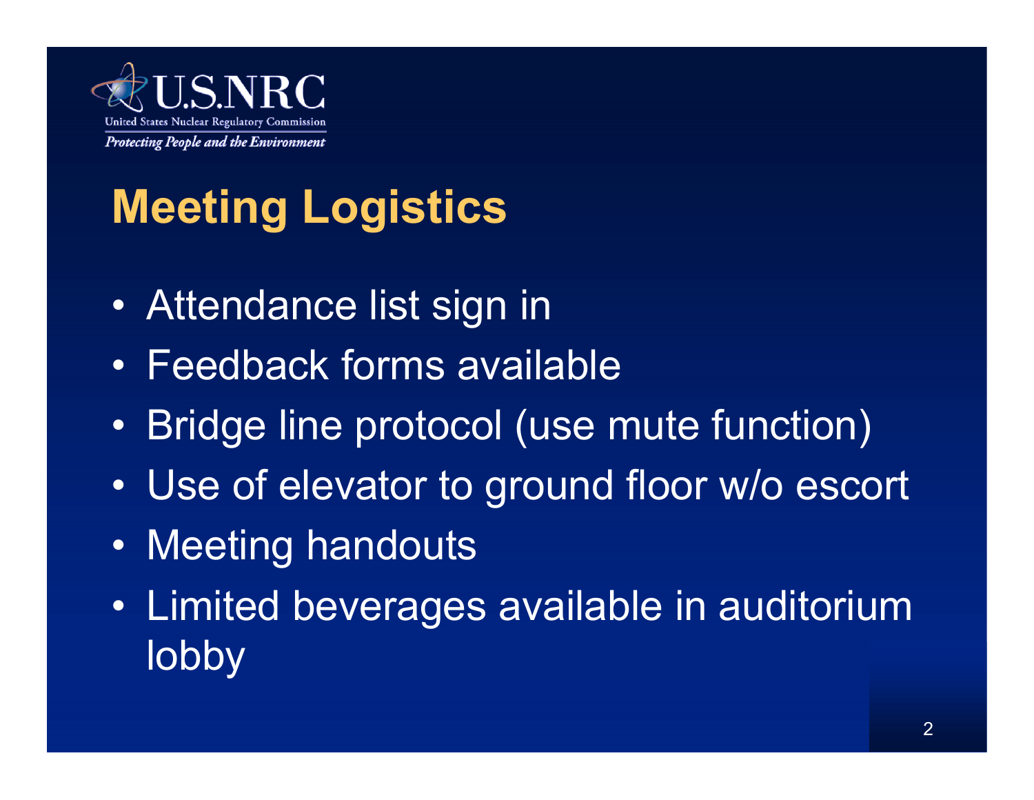# Meeting Logistics

- Attendance list sign in
- Feedback forms available
- Bridge line protocol (use mute function)
- Use of elevator to ground floor w/o escort
- Meeting handouts
- Limited beverages available in auditorium lobby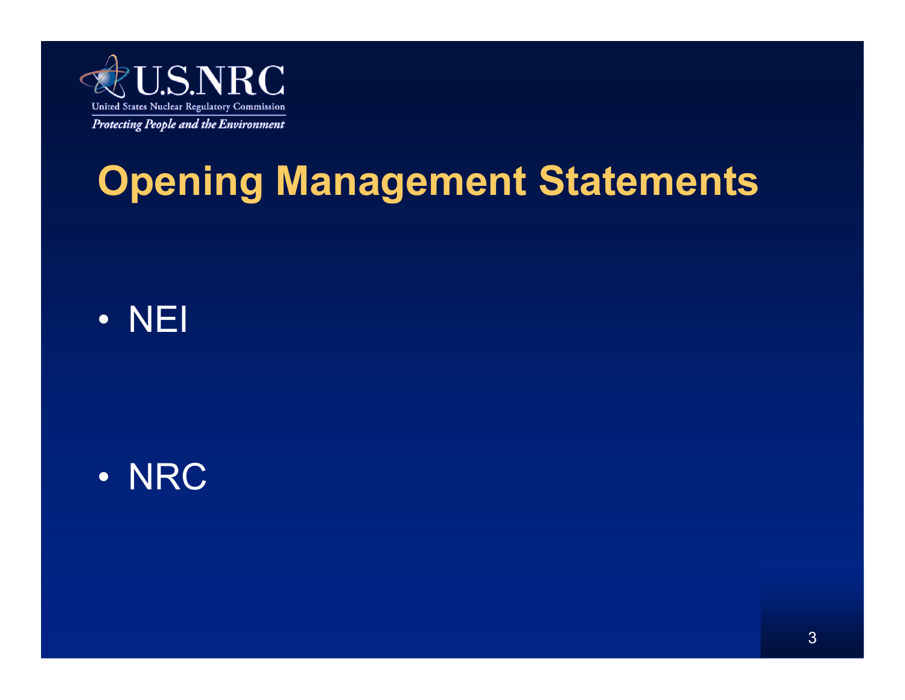# Opening Management Statements

- NEI
- NRC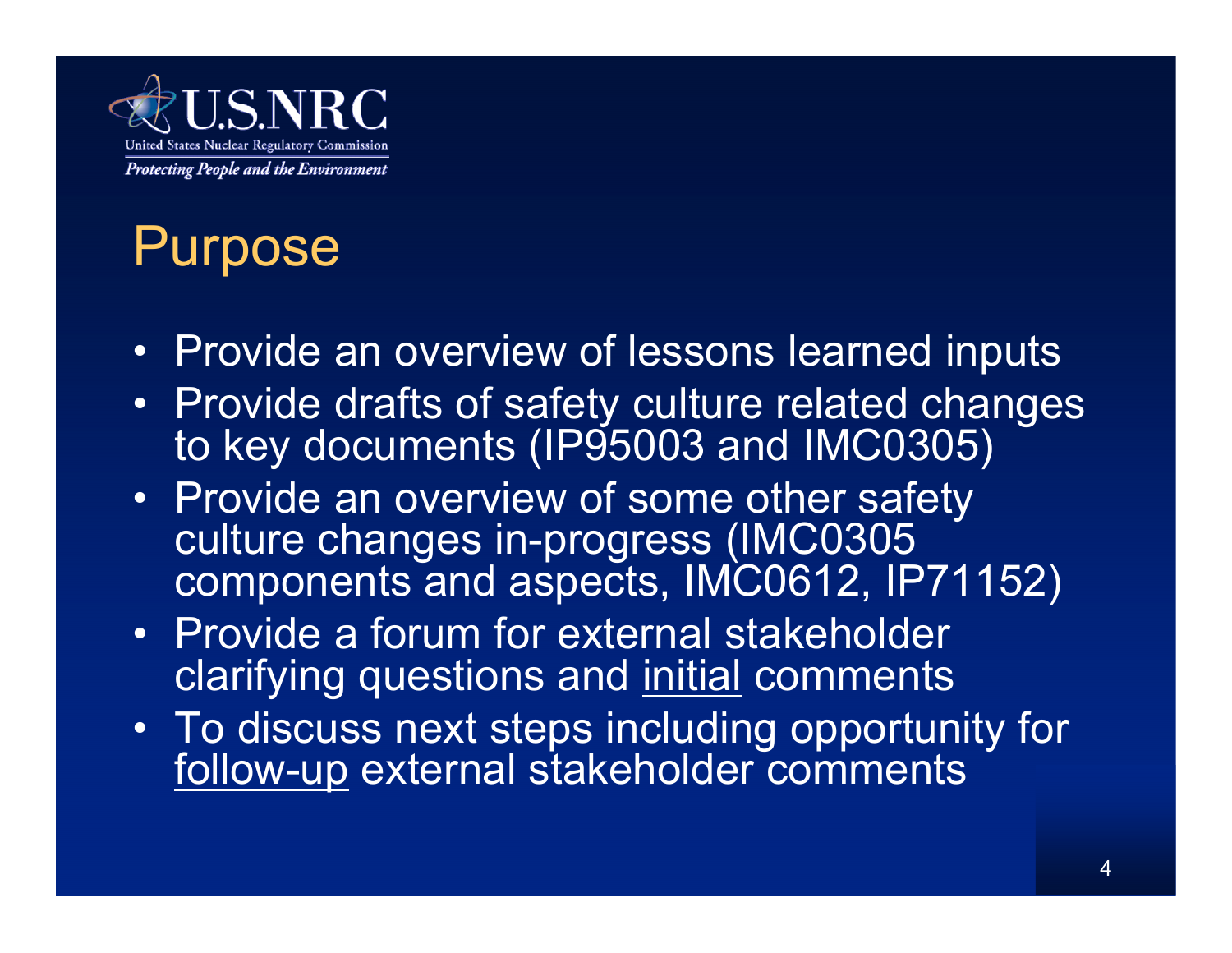# Purpose

- Provide an overview of lessons learned inputs
- Provide drafts of safety culture related changes to key documents (IP95003 and IMC0305)
- Provide an overview of some other safety culture changes in-progress (IMC0305 components and aspects, IMC0612, IP71152)
- Provide a forum for external stakeholder clarifying questions and <u>initial</u> comments
- To discuss next steps including opportunity for <u>follow-up</u> external stakeholder comments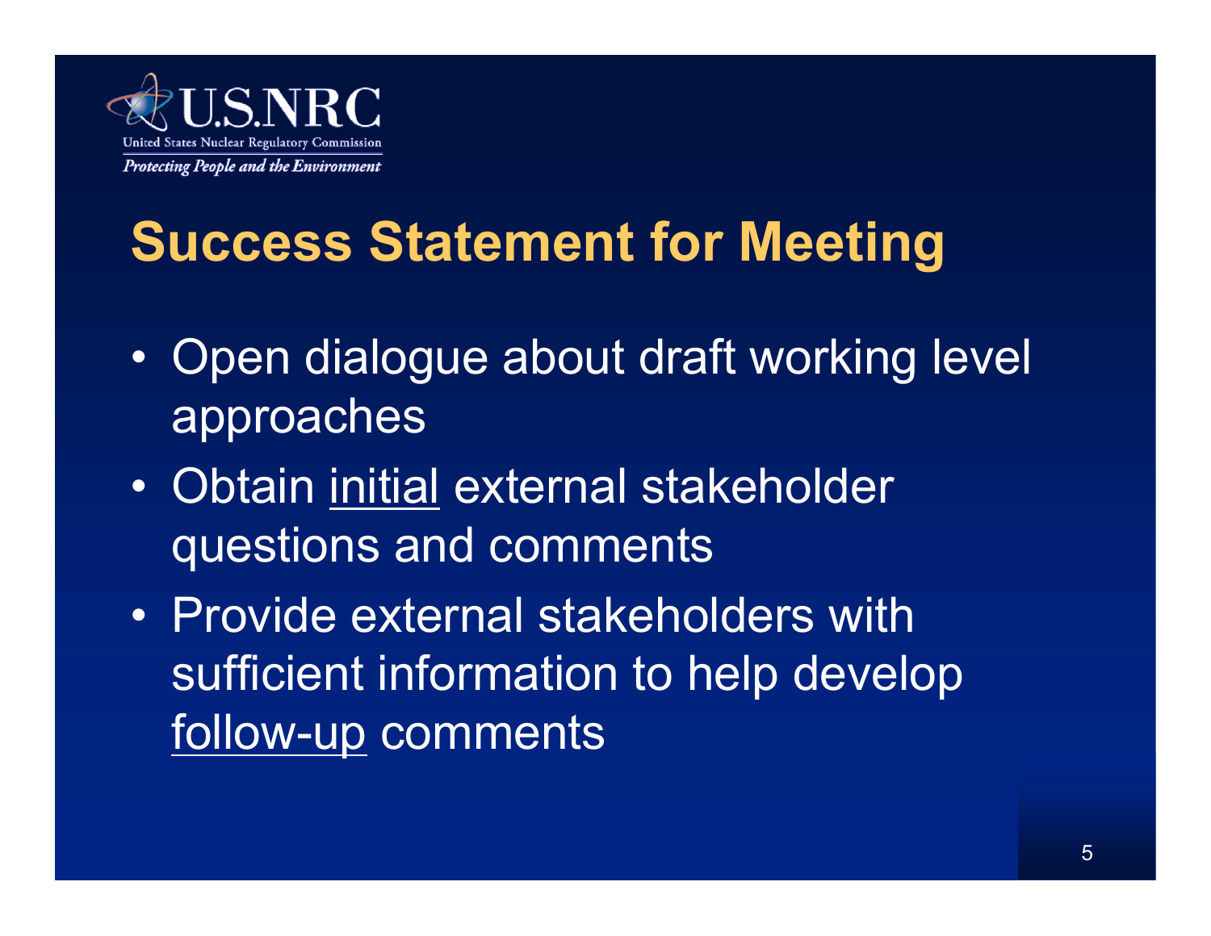# Success Statement for Meeting

- Open dialogue about draft working level approaches
- Obtain <u>initial</u> external stakeholder questions and comments
- Provide external stakeholders with sufficient information to help develop <u>follow-up</u> comments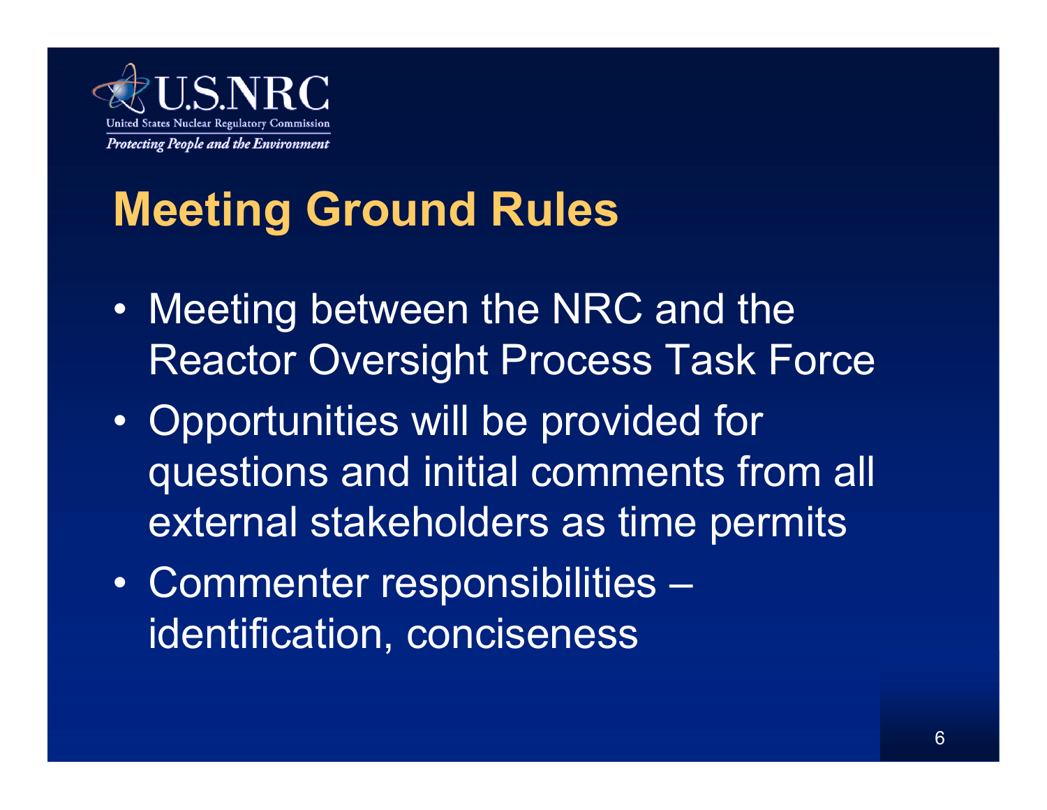# Meeting Ground Rules

- Meeting between the NRC and the Reactor Oversight Process Task Force
- Opportunities will be provided for questions and initial comments from all external stakeholders as time permits
- Commenter responsibilities – identification, conciseness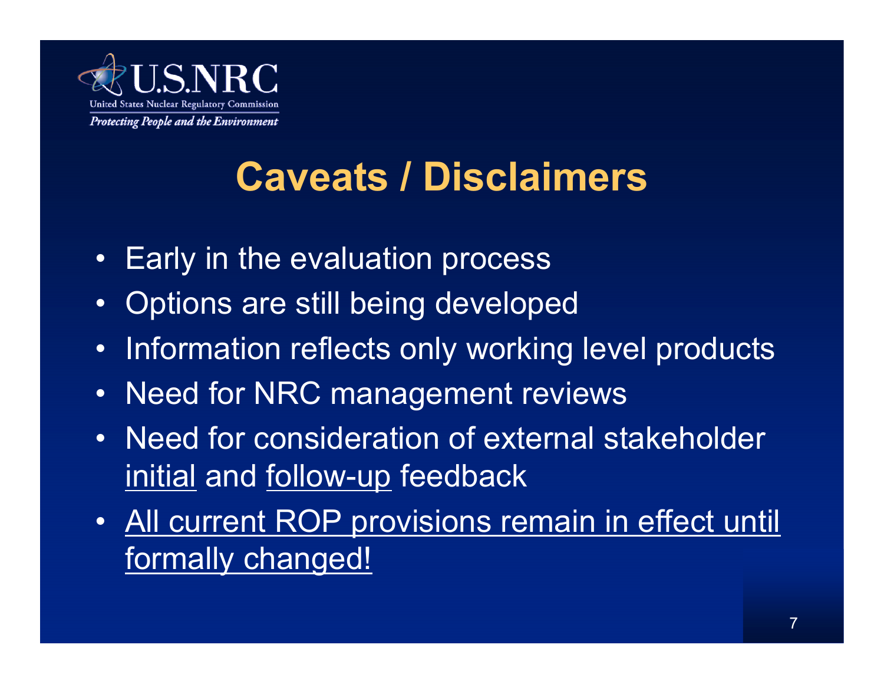# Caveats / Disclaimers

- Early in the evaluation process
- Options are still being developed
- Information reflects only working level products
- Need for NRC management reviews
- Need for consideration of external stakeholder initial and follow-up feedback
- All current ROP provisions remain in effect until formally changed!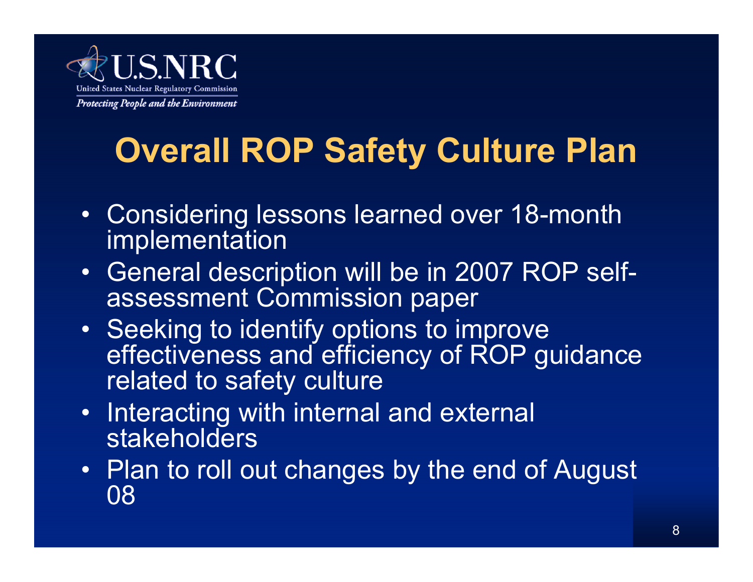# Overall ROP Safety Culture Plan

- Considering lessons learned over 18-month implementation
- General description will be in 2007 ROP self-assessment Commission paper
- Seeking to identify options to improve effectiveness and efficiency of ROP guidance related to safety culture
- Interacting with internal and external stakeholders
- Plan to roll out changes by the end of August 08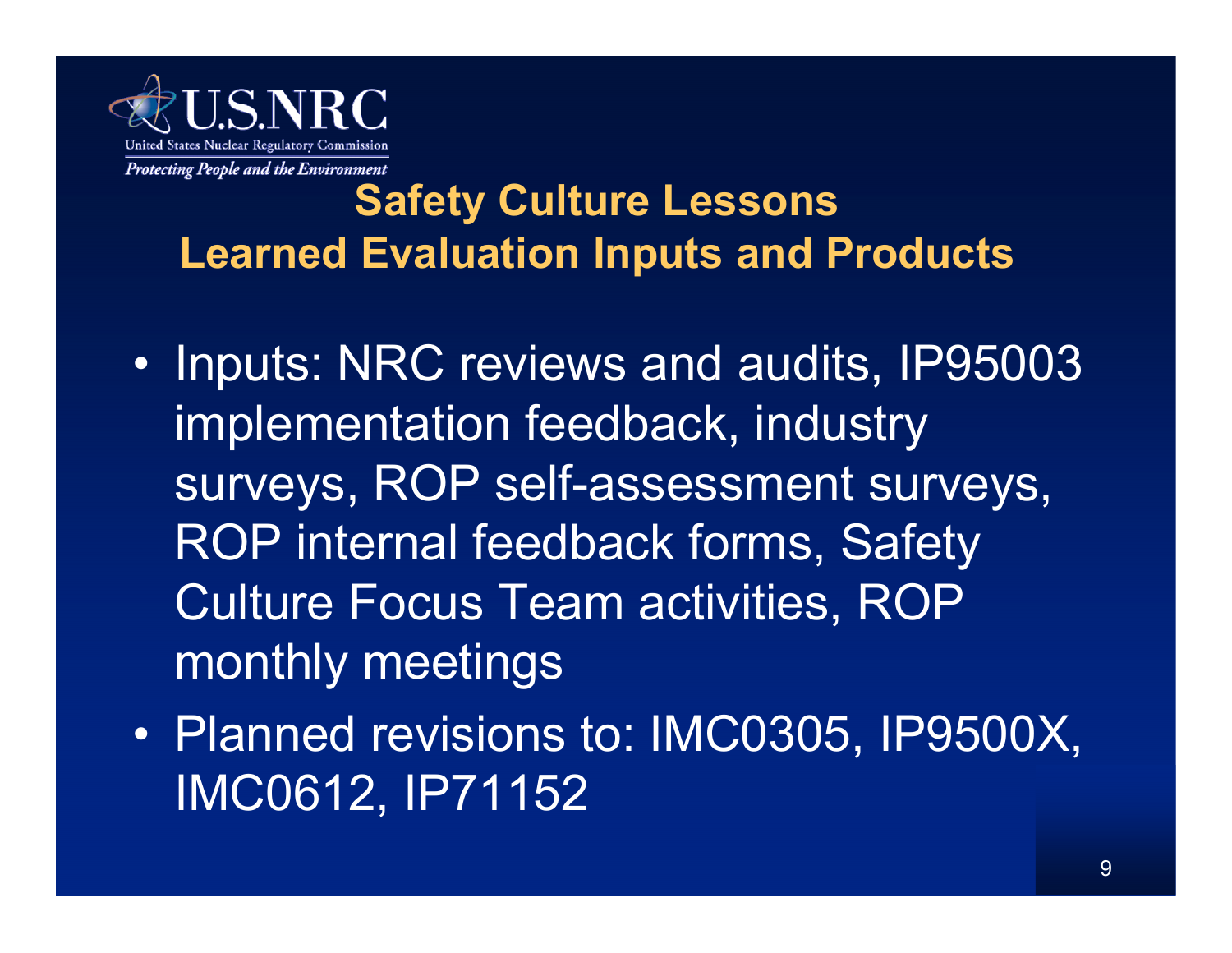## Safety Culture Lessons Learned Evaluation Inputs and Products

- Inputs: NRC reviews and audits, IP95003 implementation feedback, industry surveys, ROP self-assessment surveys, ROP internal feedback forms, Safety Culture Focus Team activities, ROP monthly meetings
- Planned revisions to: IMC0305, IP9500X, IMC0612, IP71152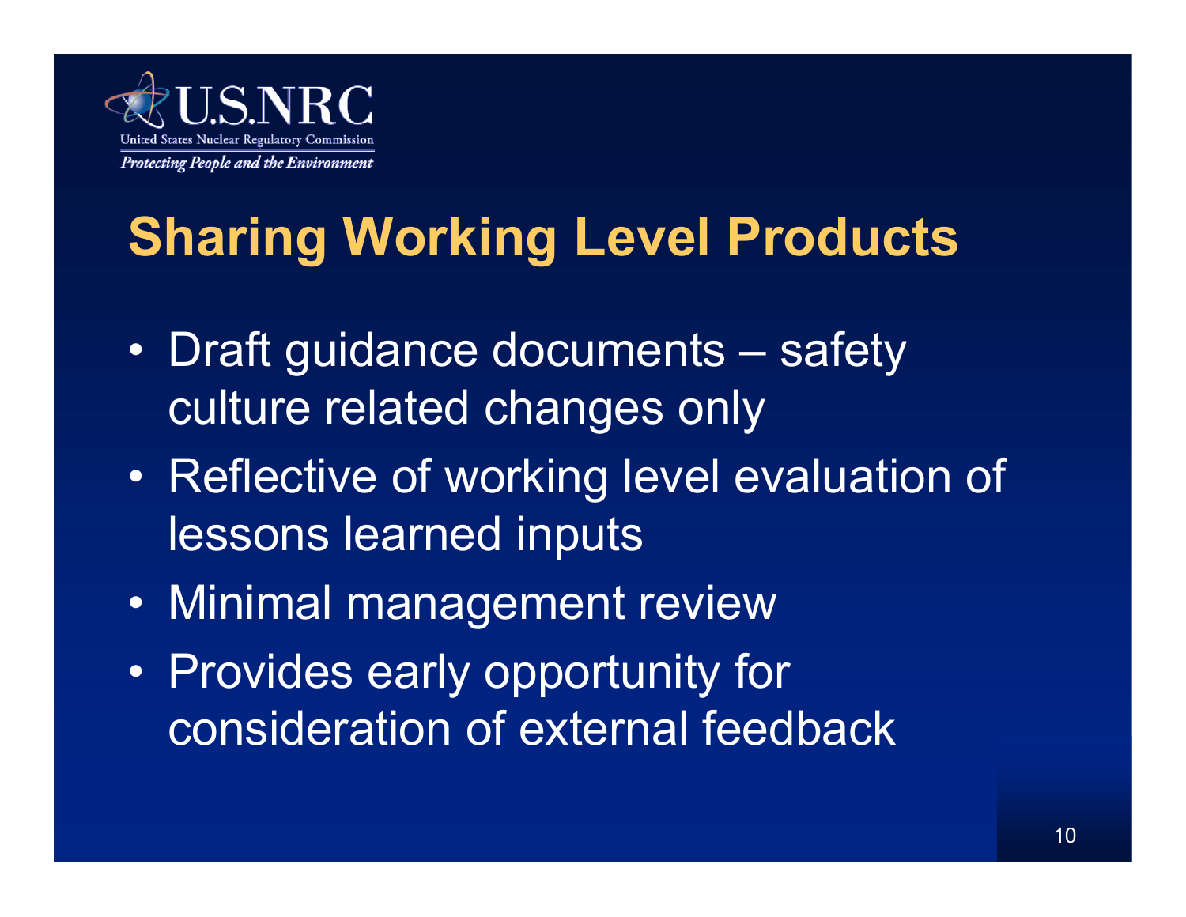# Sharing Working Level Products

- Draft guidance documents – safety culture related changes only
- Reflective of working level evaluation of lessons learned inputs
- Minimal management review
- Provides early opportunity for consideration of external feedback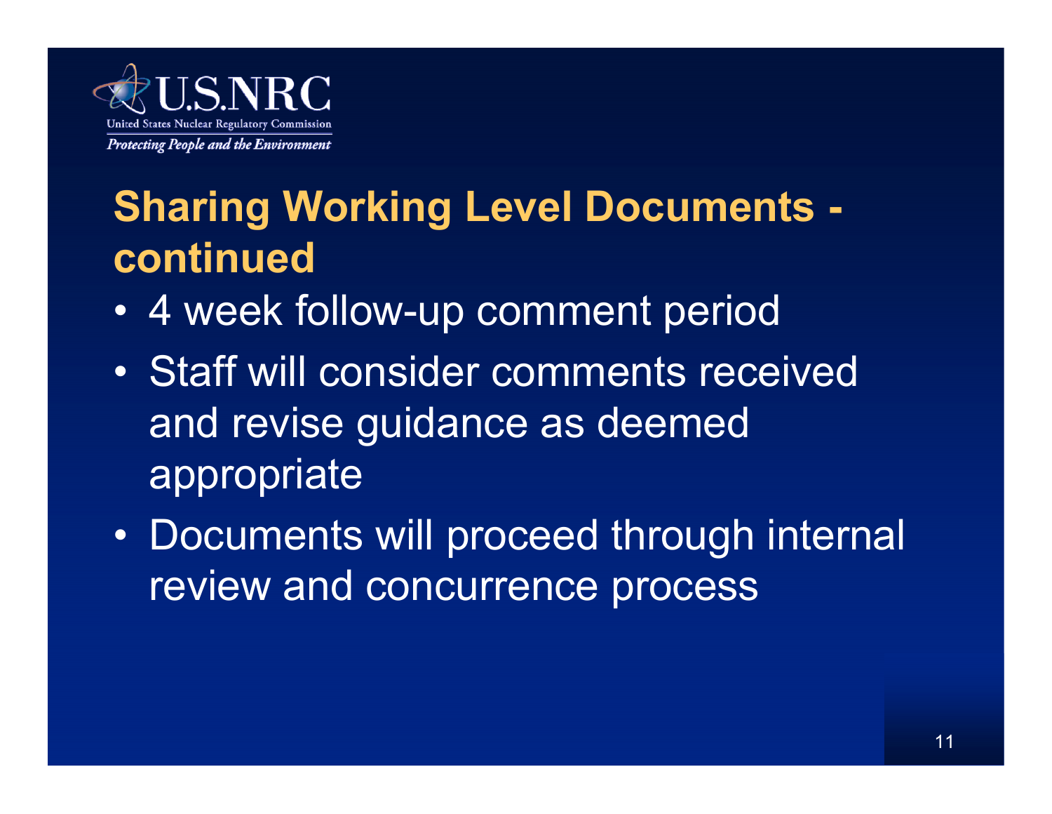## Sharing Working Level Documents - continued

- 4 week follow-up comment period
- Staff will consider comments received and revise guidance as deemed appropriate
- Documents will proceed through internal review and concurrence process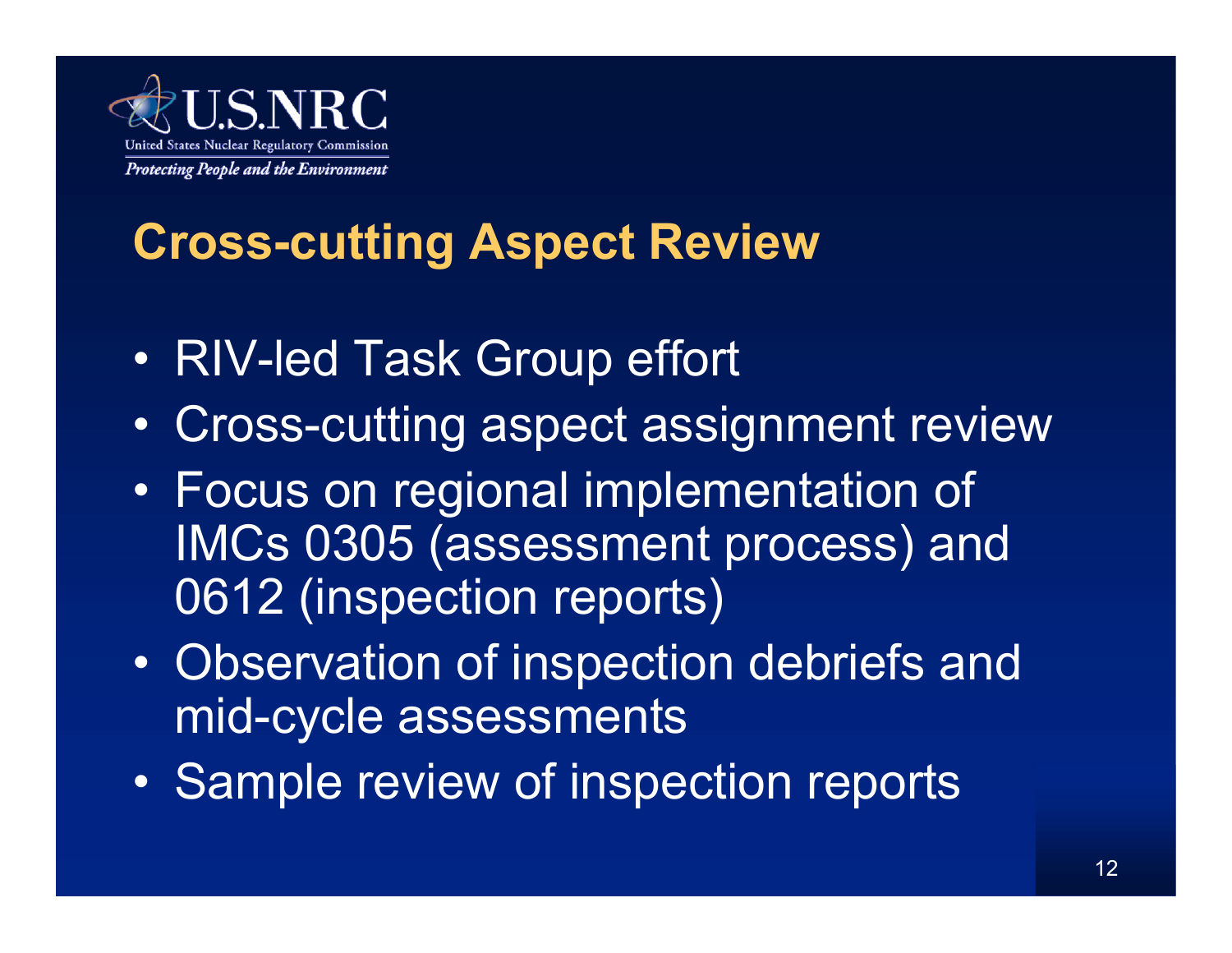## Cross-cutting Aspect Review

- RIV-led Task Group effort
- Cross-cutting aspect assignment review
- Focus on regional implementation of IMCs 0305 (assessment process) and 0612 (inspection reports)
- Observation of inspection debriefs and mid-cycle assessments
- Sample review of inspection reports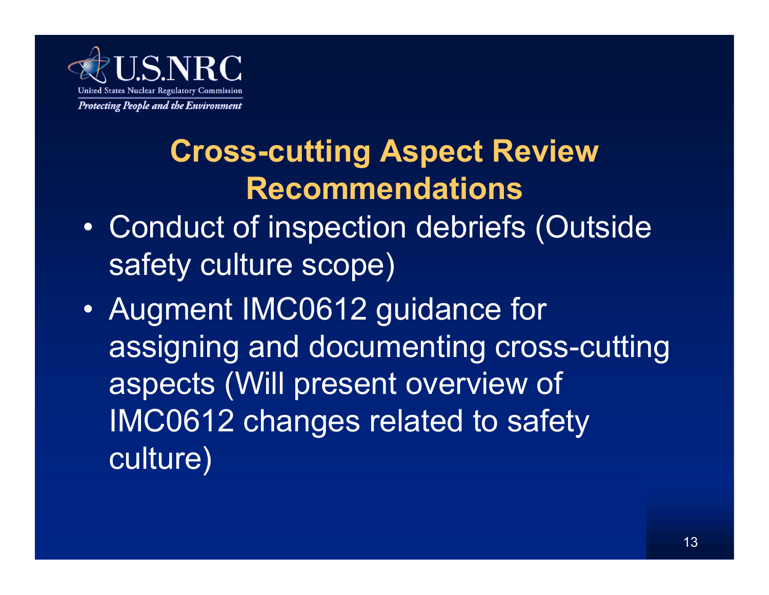## Cross-cutting Aspect Review Recommendations

- Conduct of inspection debriefs (Outside safety culture scope)
- Augment IMC0612 guidance for assigning and documenting cross-cutting aspects (Will present overview of IMC0612 changes related to safety culture)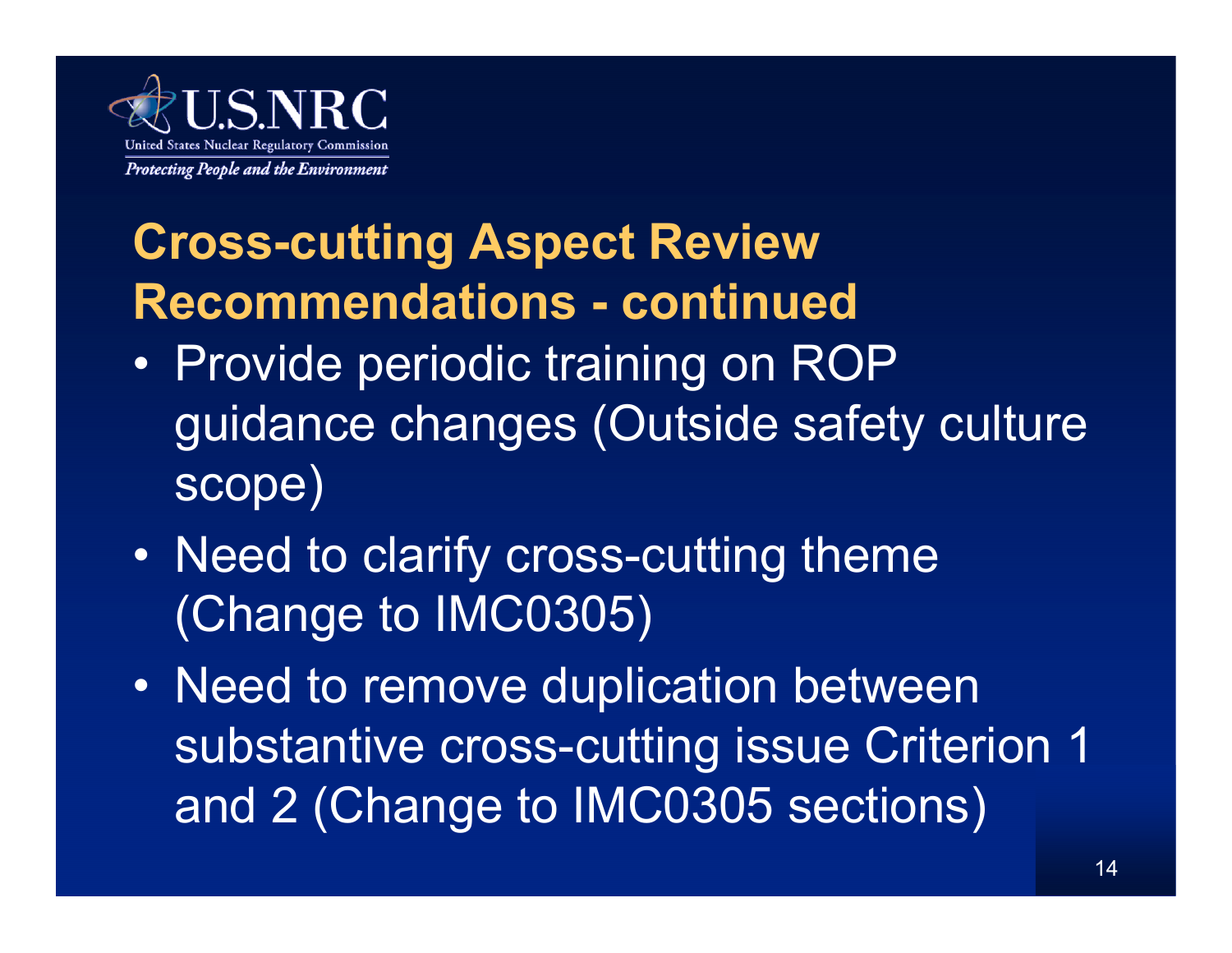## Cross-cutting Aspect Review Recommendations - continued

- Provide periodic training on ROP guidance changes (Outside safety culture scope)
- Need to clarify cross-cutting theme (Change to IMC0305)
- Need to remove duplication between substantive cross-cutting issue Criterion 1 and 2 (Change to IMC0305 sections)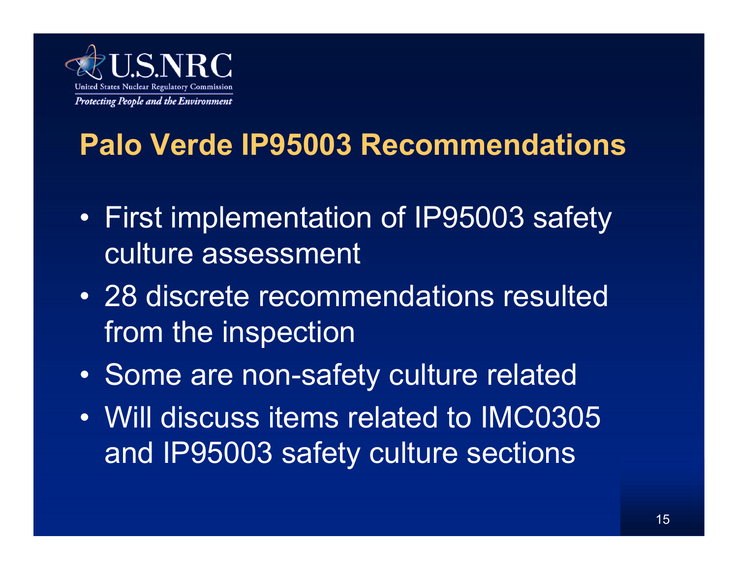## Palo Verde IP95003 Recommendations

- First implementation of IP95003 safety culture assessment
- 28 discrete recommendations resulted from the inspection
- Some are non-safety culture related
- Will discuss items related to IMC0305 and IP95003 safety culture sections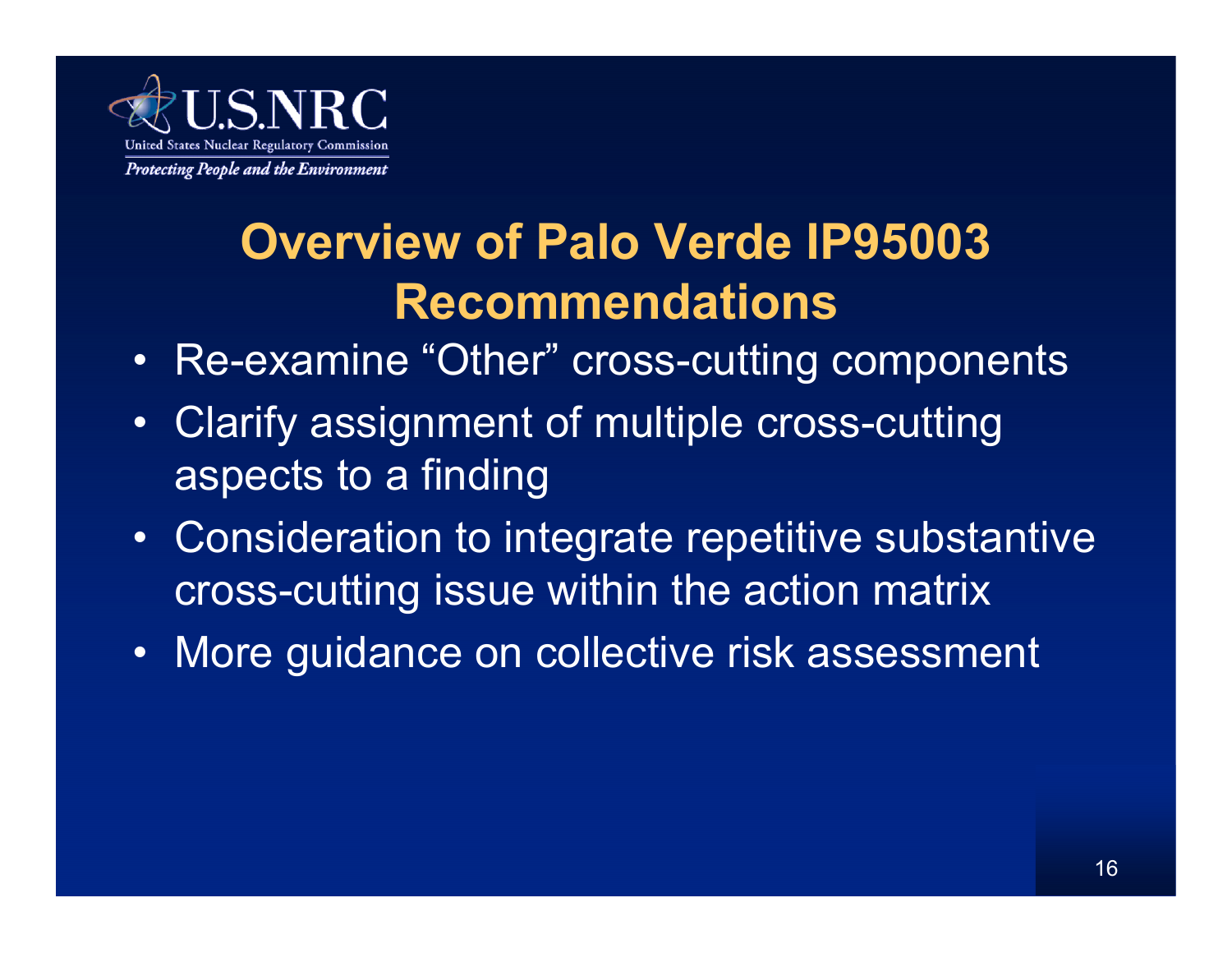# Overview of Palo Verde IP95003 Recommendations

- Re-examine “Other” cross-cutting components
- Clarify assignment of multiple cross-cutting aspects to a finding
- Consideration to integrate repetitive substantive cross-cutting issue within the action matrix
- More guidance on collective risk assessment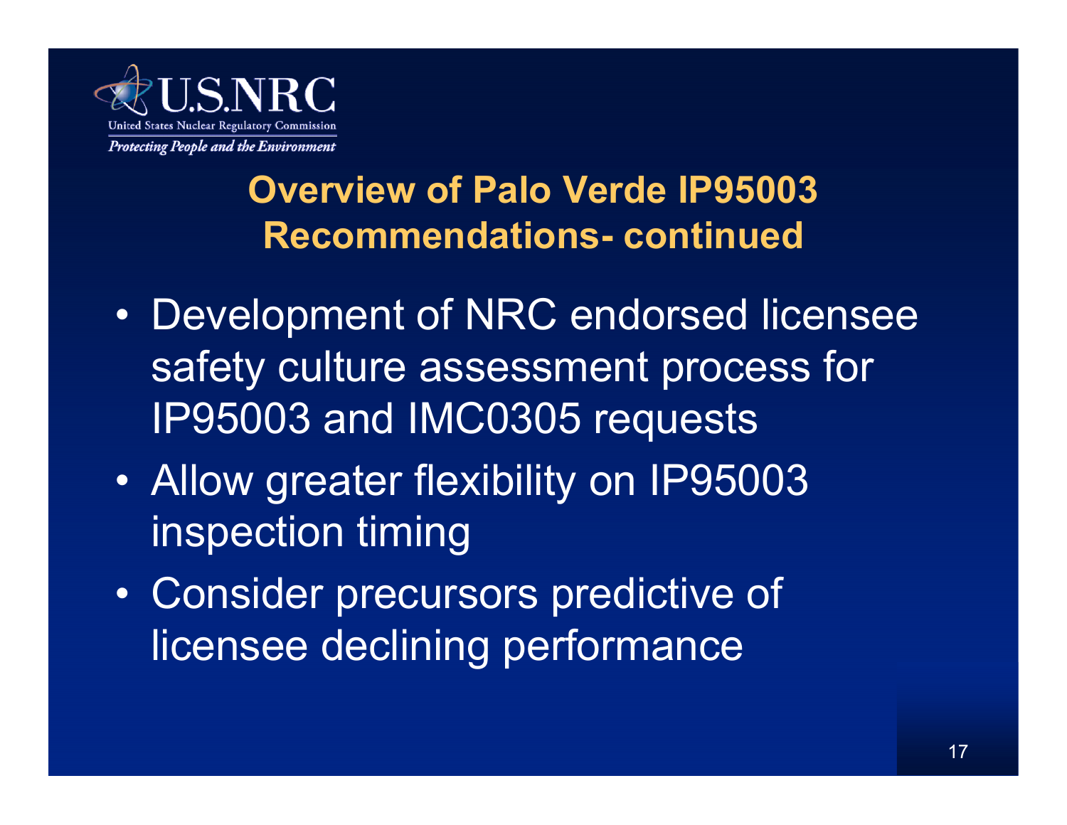## Overview of Palo Verde IP95003 Recommendations- continued

- Development of NRC endorsed licensee safety culture assessment process for IP95003 and IMC0305 requests
- Allow greater flexibility on IP95003 inspection timing
- Consider precursors predictive of licensee declining performance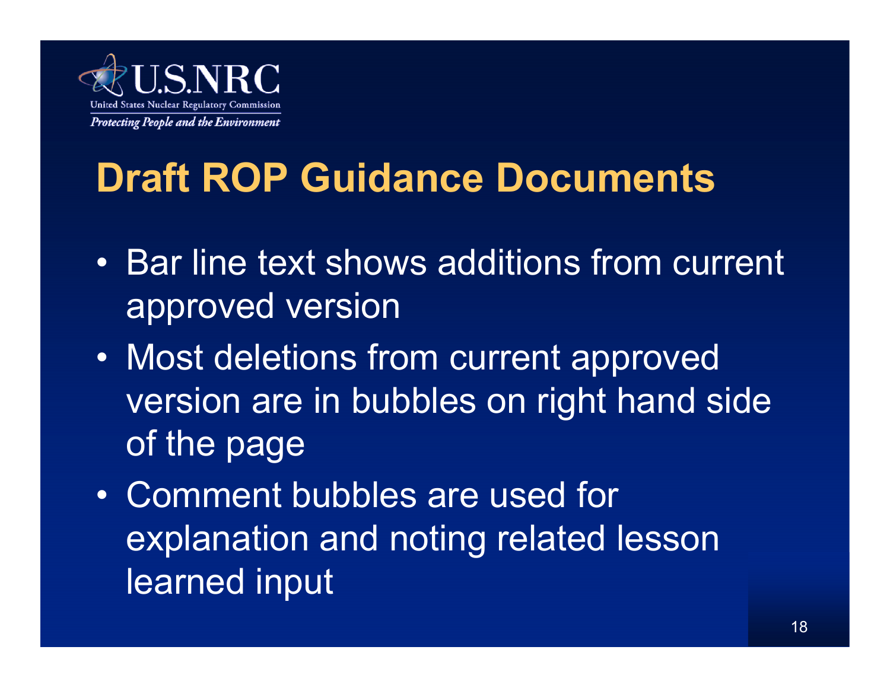# Draft ROP Guidance Documents

- Bar line text shows additions from current approved version
- Most deletions from current approved version are in bubbles on right hand side of the page
- Comment bubbles are used for explanation and noting related lesson learned input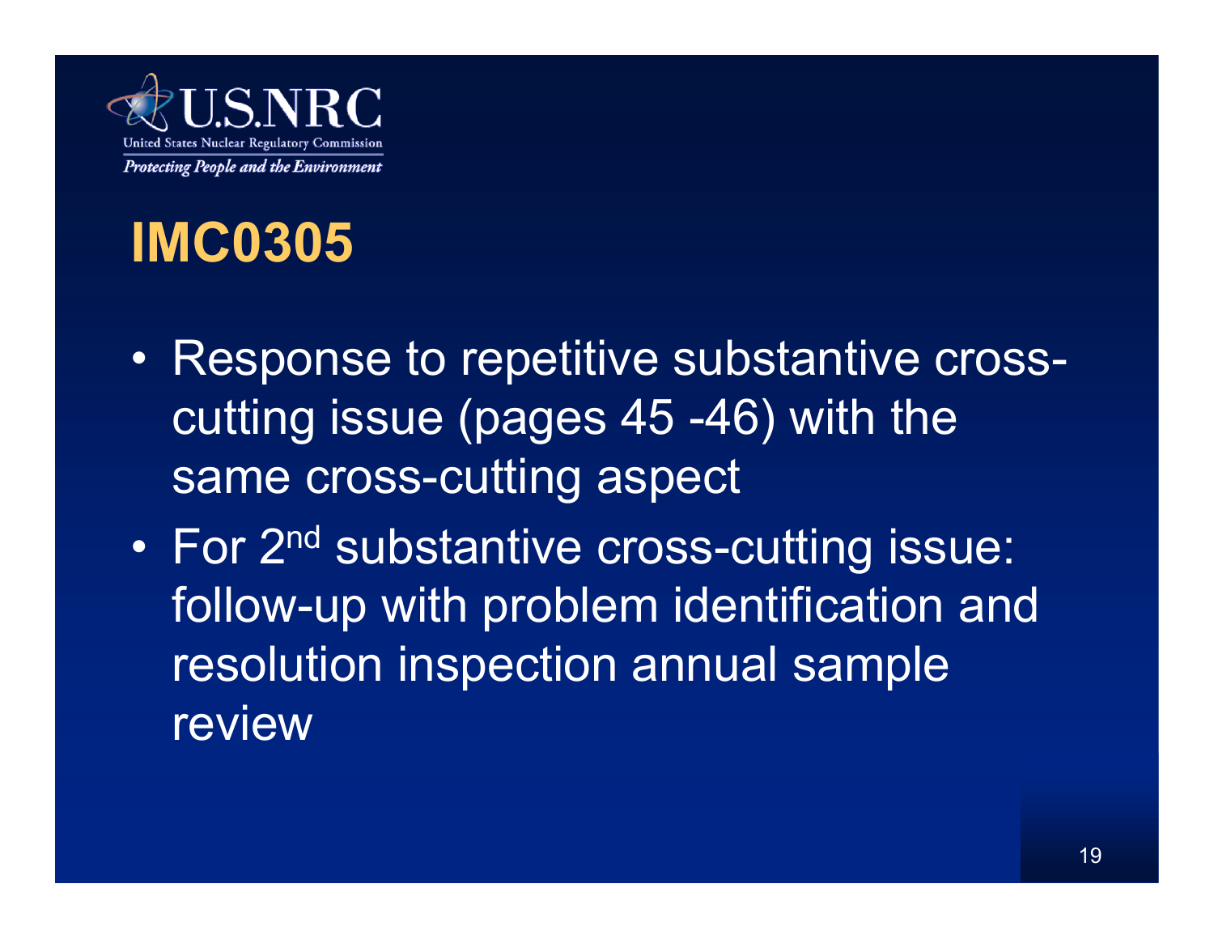# IMC0305

- Response to repetitive substantive cross-cutting issue (pages 45 -46) with the same cross-cutting aspect
- For 2nd substantive cross-cutting issue: follow-up with problem identification and resolution inspection annual sample review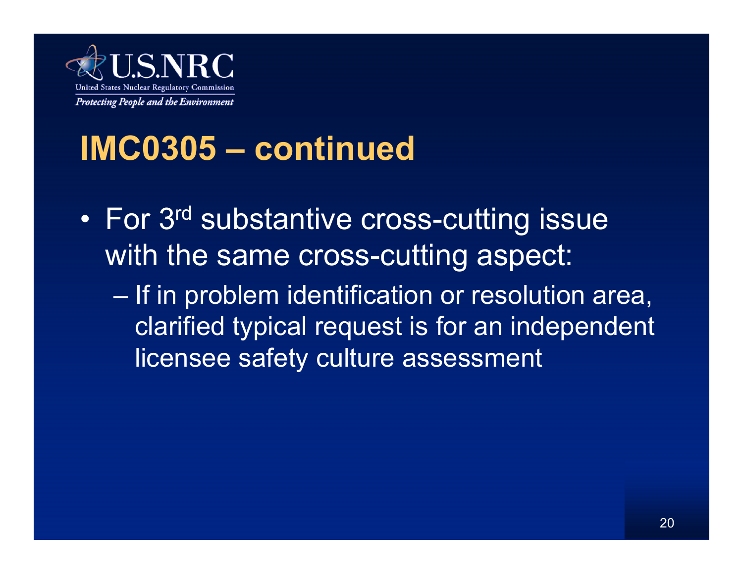# IMC0305 – continued

- For 3rd substantive cross-cutting issue with the same cross-cutting aspect:
  - If in problem identification or resolution area, clarified typical request is for an independent licensee safety culture assessment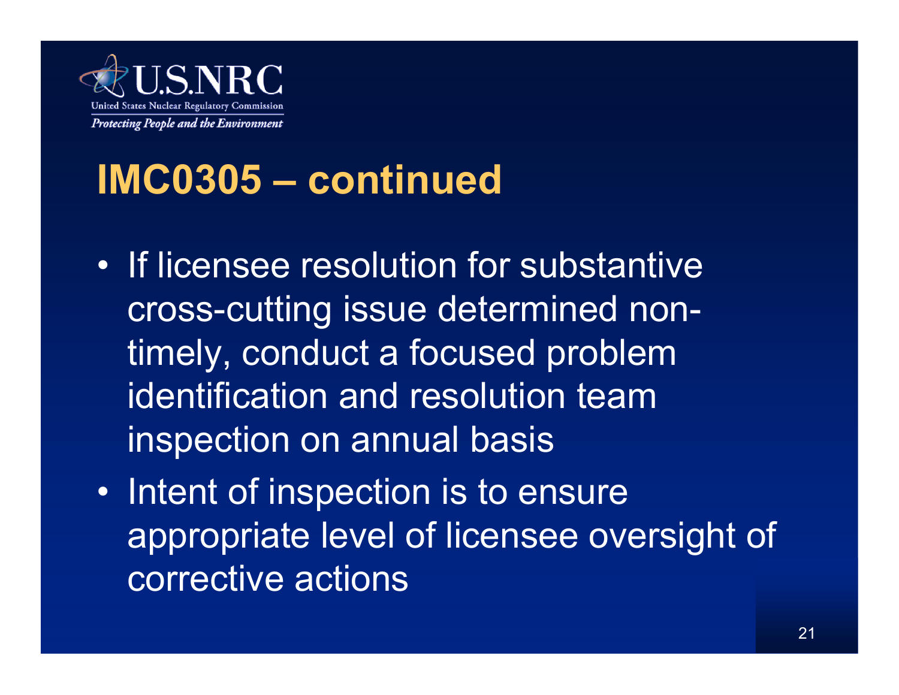# IMC0305 – continued

- If licensee resolution for substantive cross-cutting issue determined non-timely, conduct a focused problem identification and resolution team inspection on annual basis
- Intent of inspection is to ensure appropriate level of licensee oversight of corrective actions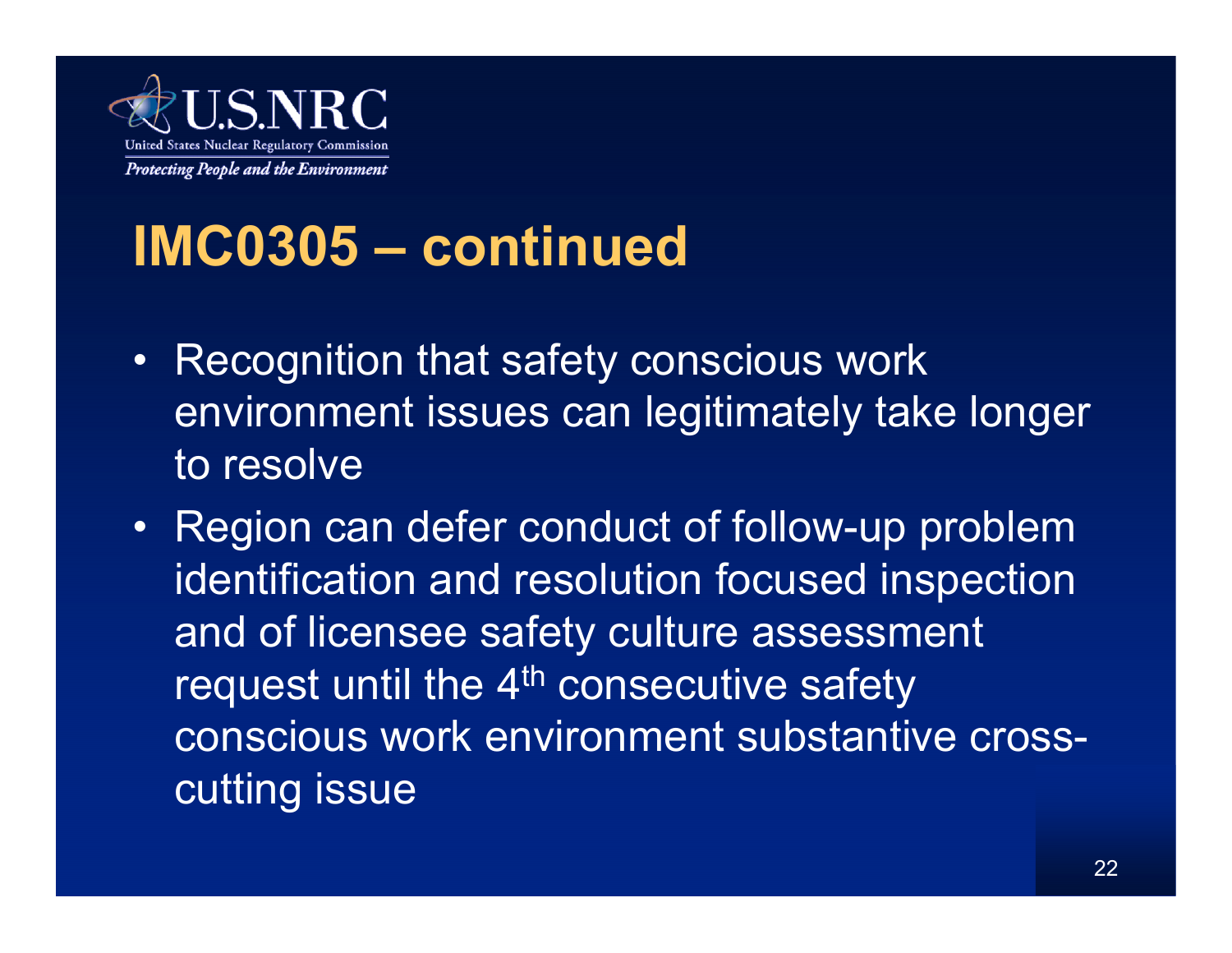# IMC0305 – continued

- Recognition that safety conscious work environment issues can legitimately take longer to resolve
- Region can defer conduct of follow-up problem identification and resolution focused inspection and of licensee safety culture assessment request until the 4th consecutive safety conscious work environment substantive cross-cutting issue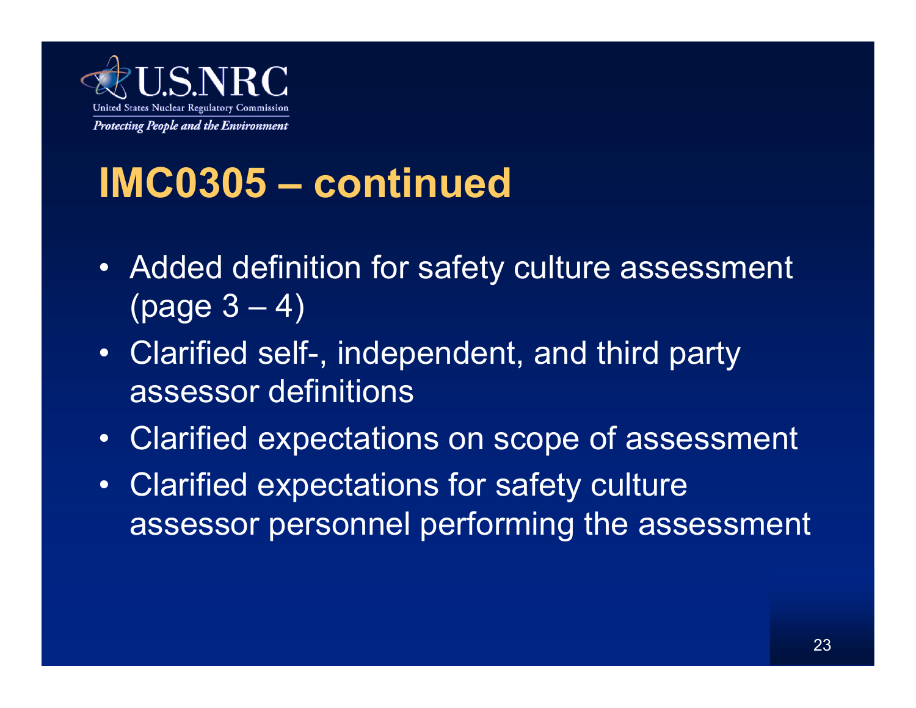# IMC0305 – continued

- Added definition for safety culture assessment (page 3 – 4)
- Clarified self-, independent, and third party assessor definitions
- Clarified expectations on scope of assessment
- Clarified expectations for safety culture assessor personnel performing the assessment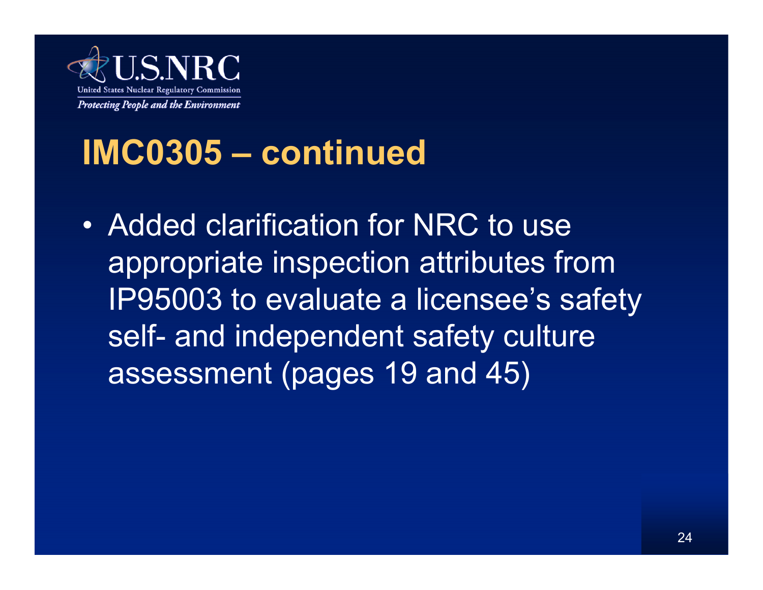# IMC0305 – continued

- Added clarification for NRC to use appropriate inspection attributes from IP95003 to evaluate a licensee's safety self- and independent safety culture assessment (pages 19 and 45)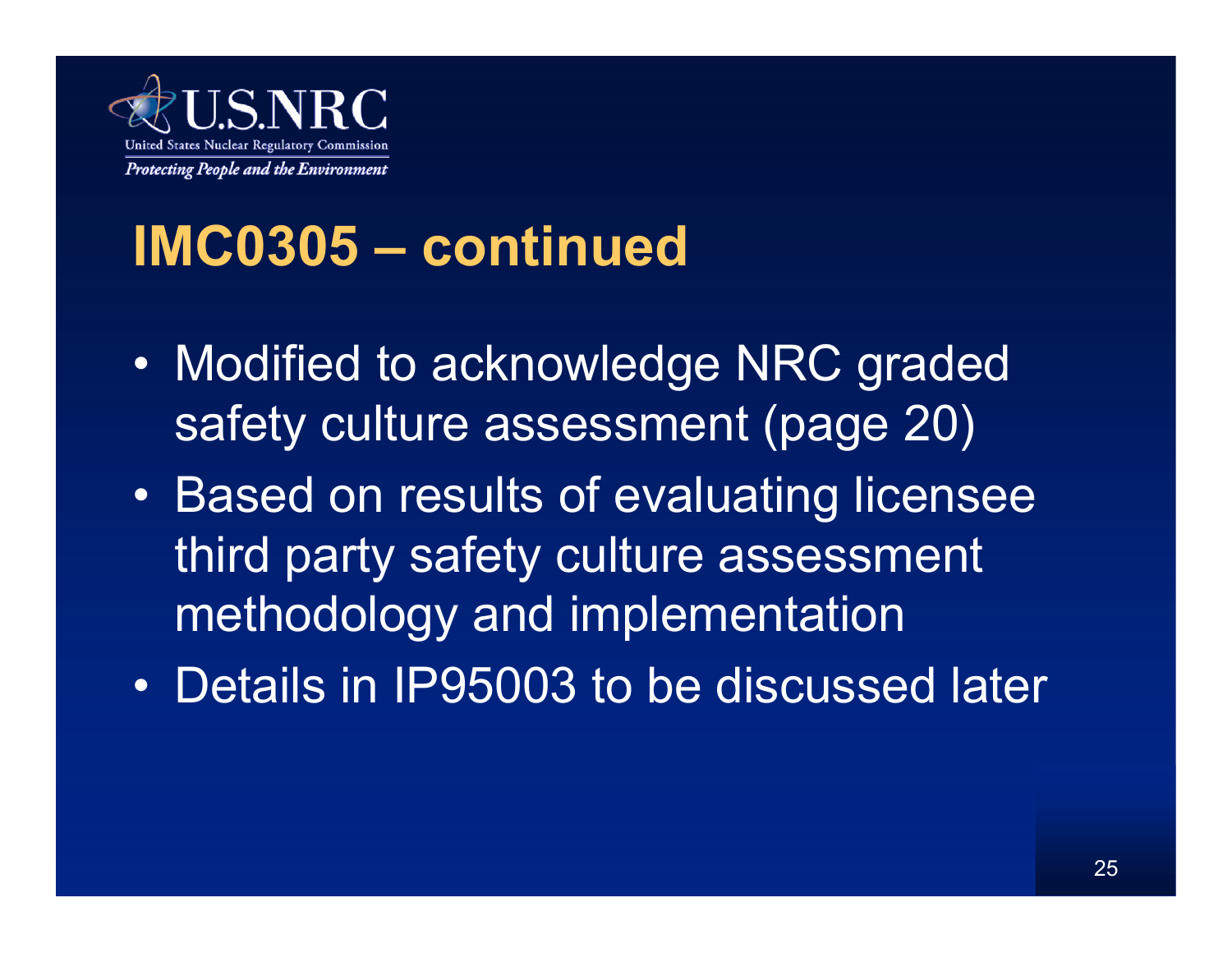# IMC0305 – continued

- Modified to acknowledge NRC graded safety culture assessment (page 20)
- Based on results of evaluating licensee third party safety culture assessment methodology and implementation
- Details in IP95003 to be discussed later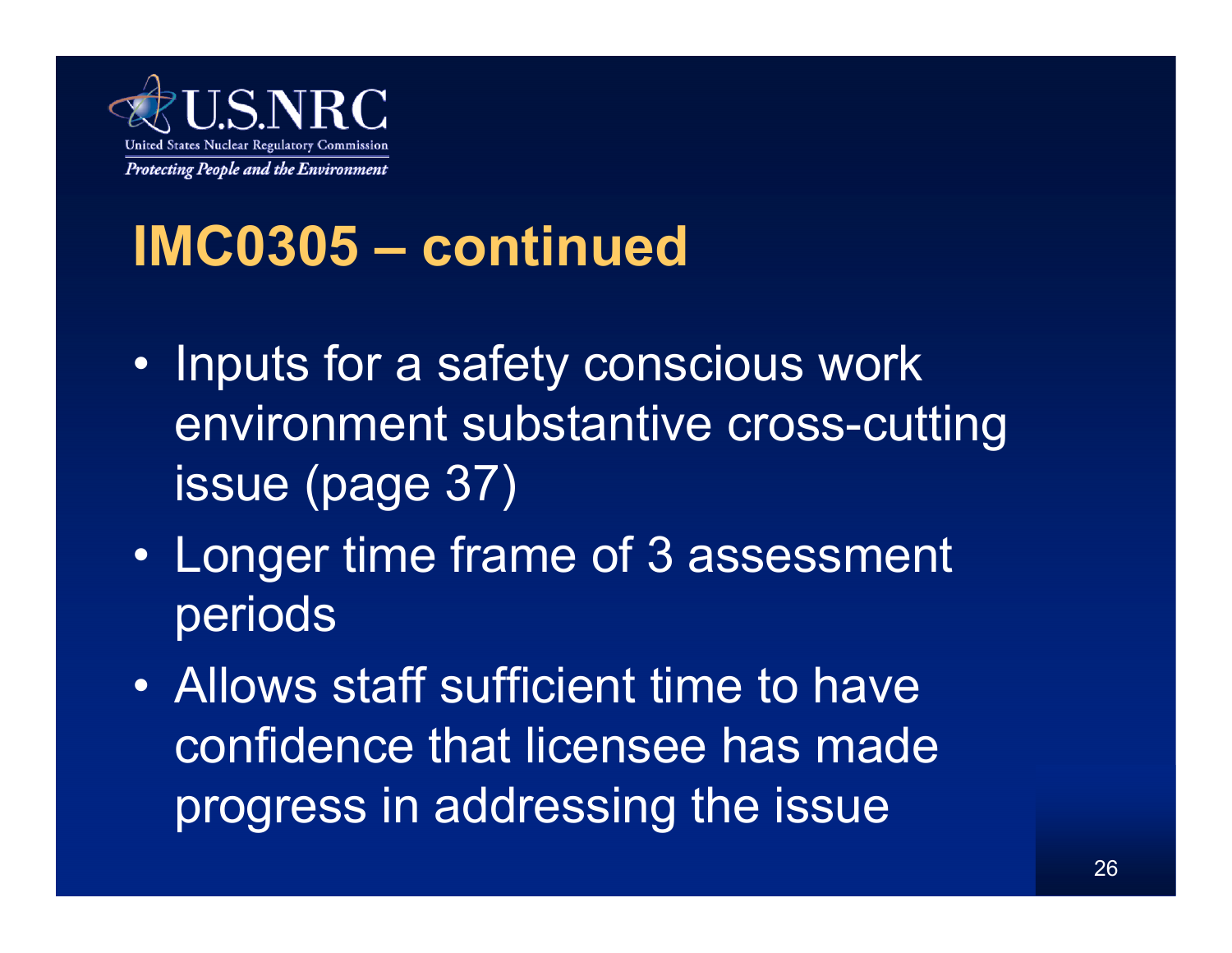# IMC0305 – continued

- Inputs for a safety conscious work environment substantive cross-cutting issue (page 37)
- Longer time frame of 3 assessment periods
- Allows staff sufficient time to have confidence that licensee has made progress in addressing the issue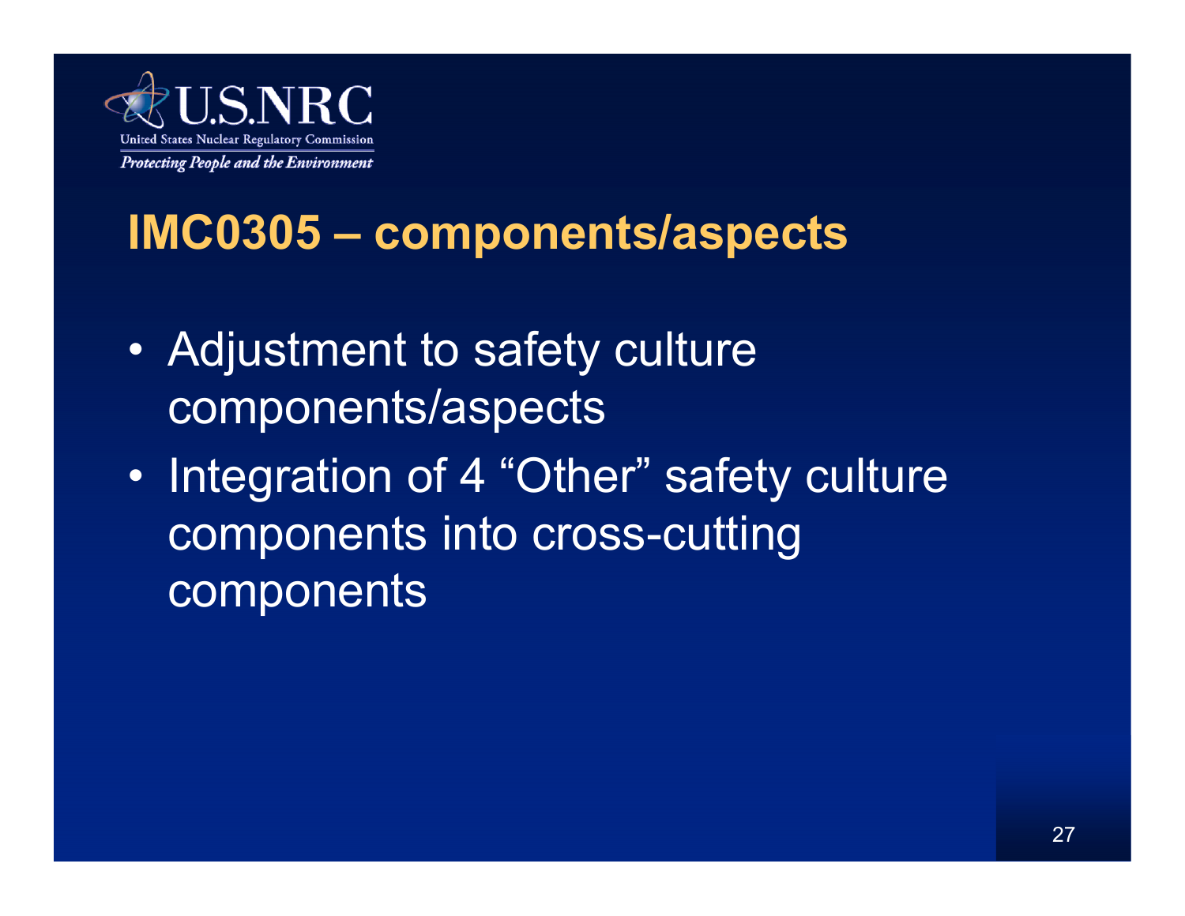## IMC0305 – components/aspects

- Adjustment to safety culture components/aspects
- Integration of 4 "Other" safety culture components into cross-cutting components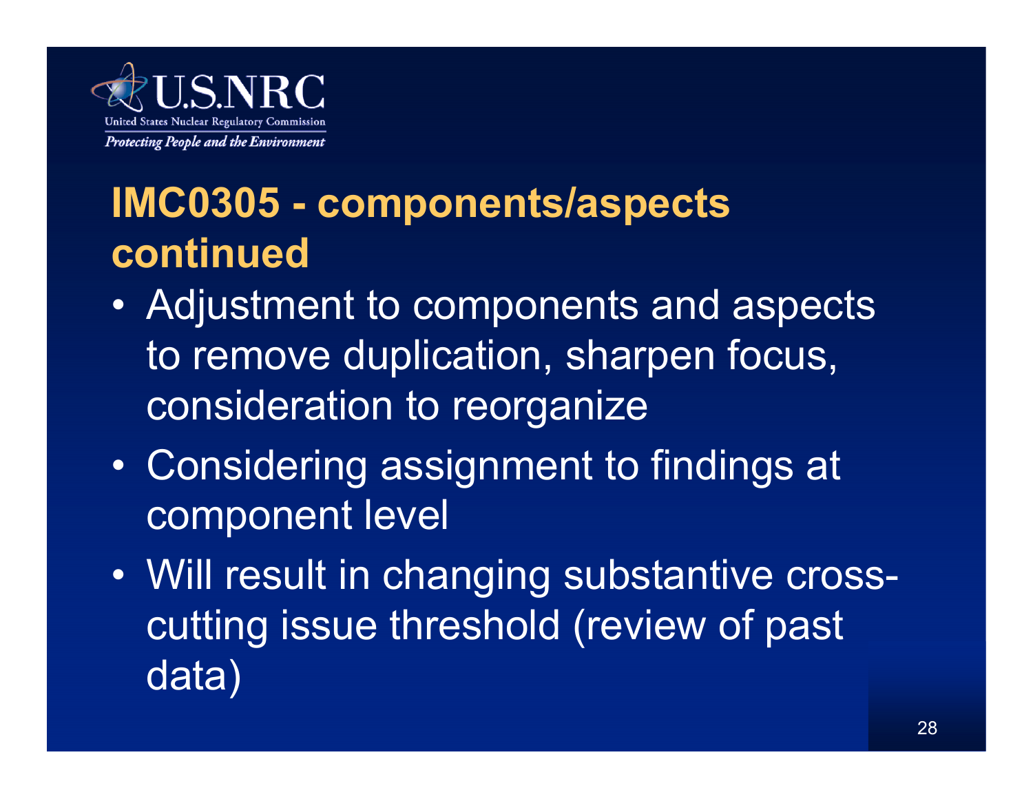# IMC0305 - components/aspects continued

- Adjustment to components and aspects to remove duplication, sharpen focus, consideration to reorganize
- Considering assignment to findings at component level
- Will result in changing substantive cross-cutting issue threshold (review of past data)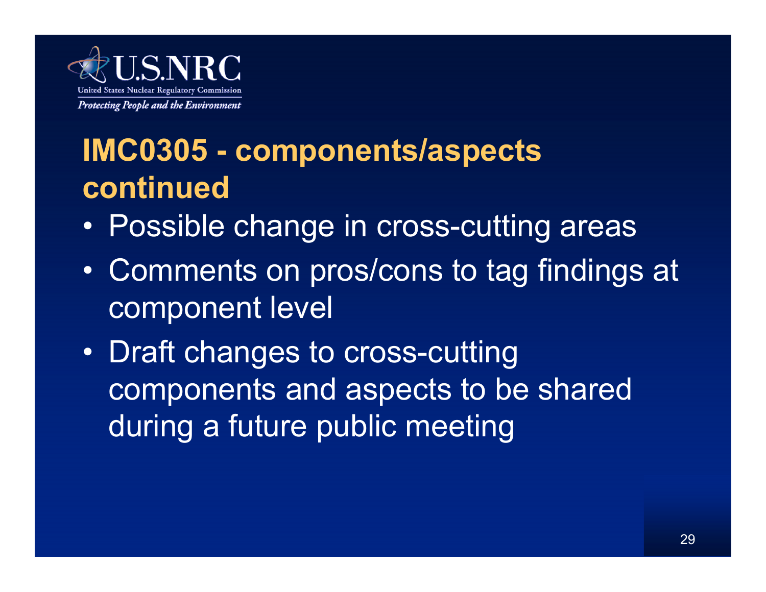## IMC0305 - components/aspects continued

- Possible change in cross-cutting areas
- Comments on pros/cons to tag findings at component level
- Draft changes to cross-cutting components and aspects to be shared during a future public meeting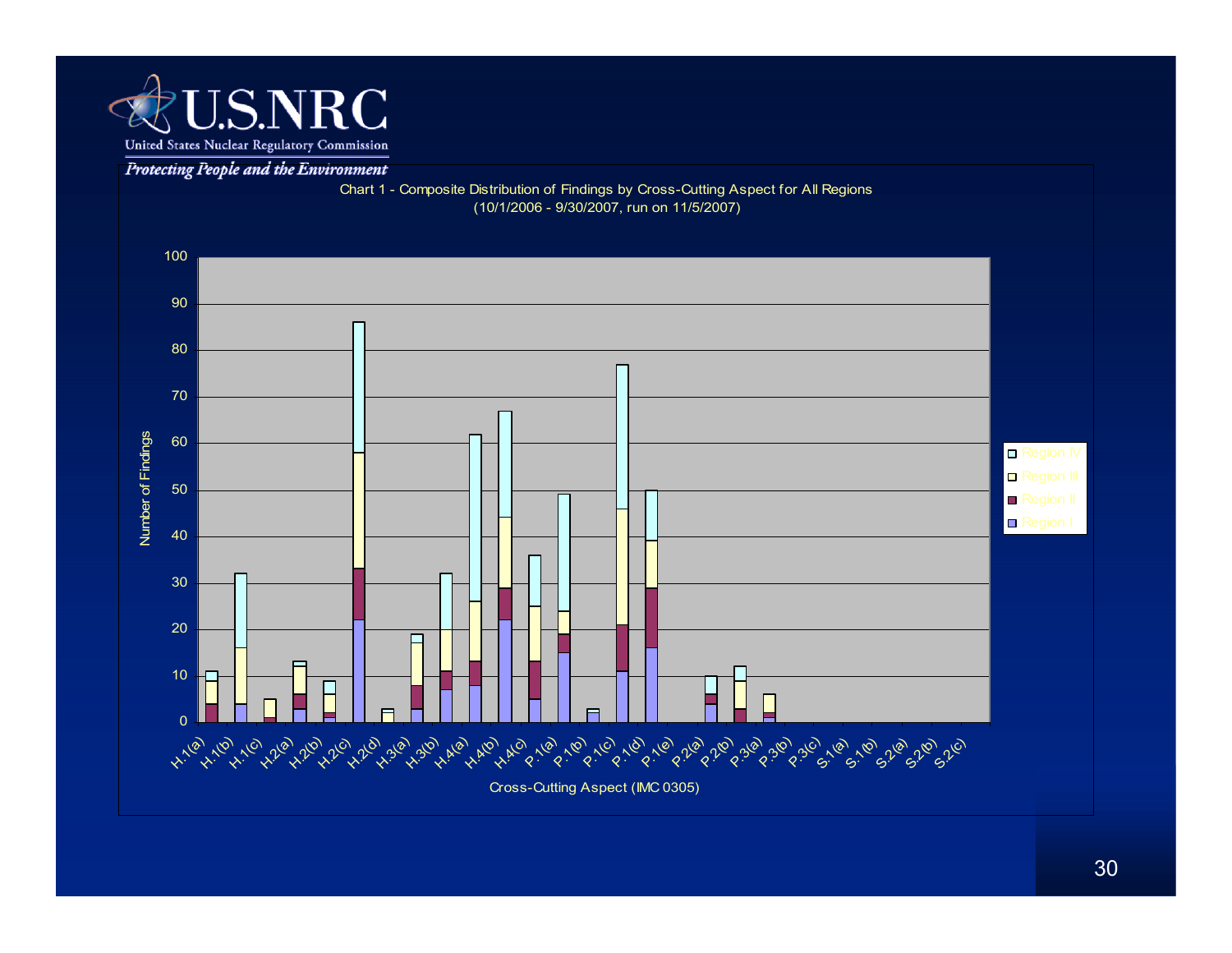Chart 1 - Composite Distribution of Findings by Cross-Cutting Aspect for All Regions

(10/1/2006 - 9/30/2007, run on 11/5/2007)

Number of Findings

Cross-Cutting Aspect (IMC 0305)

Region IV, Region III, Region II, Region I

H.1(a), H.1(b), H.1(c), H.2(a), H.2(b), H.2(c), H.2(d), H.3(a), H.3(b), H.4(a), H.4(b), H.4(c), P.1(a), P.1(b), P.1(c), P.1(d), P.1(e), P.2(a), P.2(b), P.3(a), P.3(b), P.3(c), S.1(a), S.1(b), S.2(a), S.2(b), S.2(c)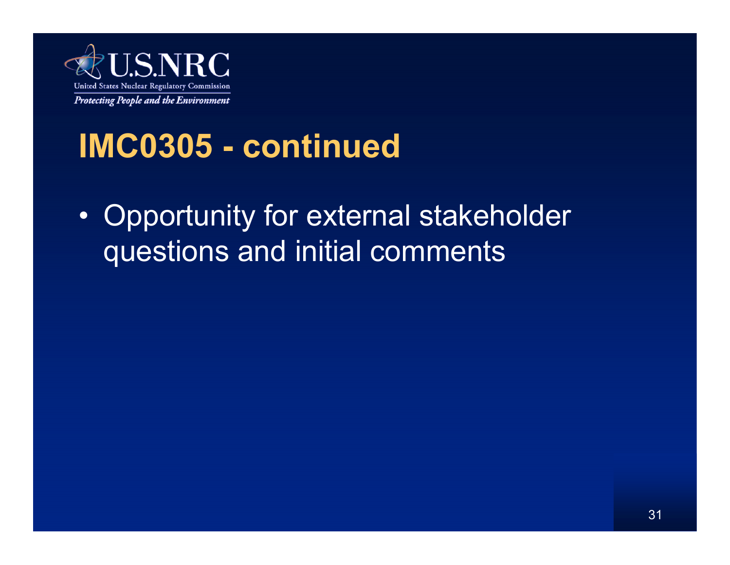# IMC0305 - continued

- Opportunity for external stakeholder questions and initial comments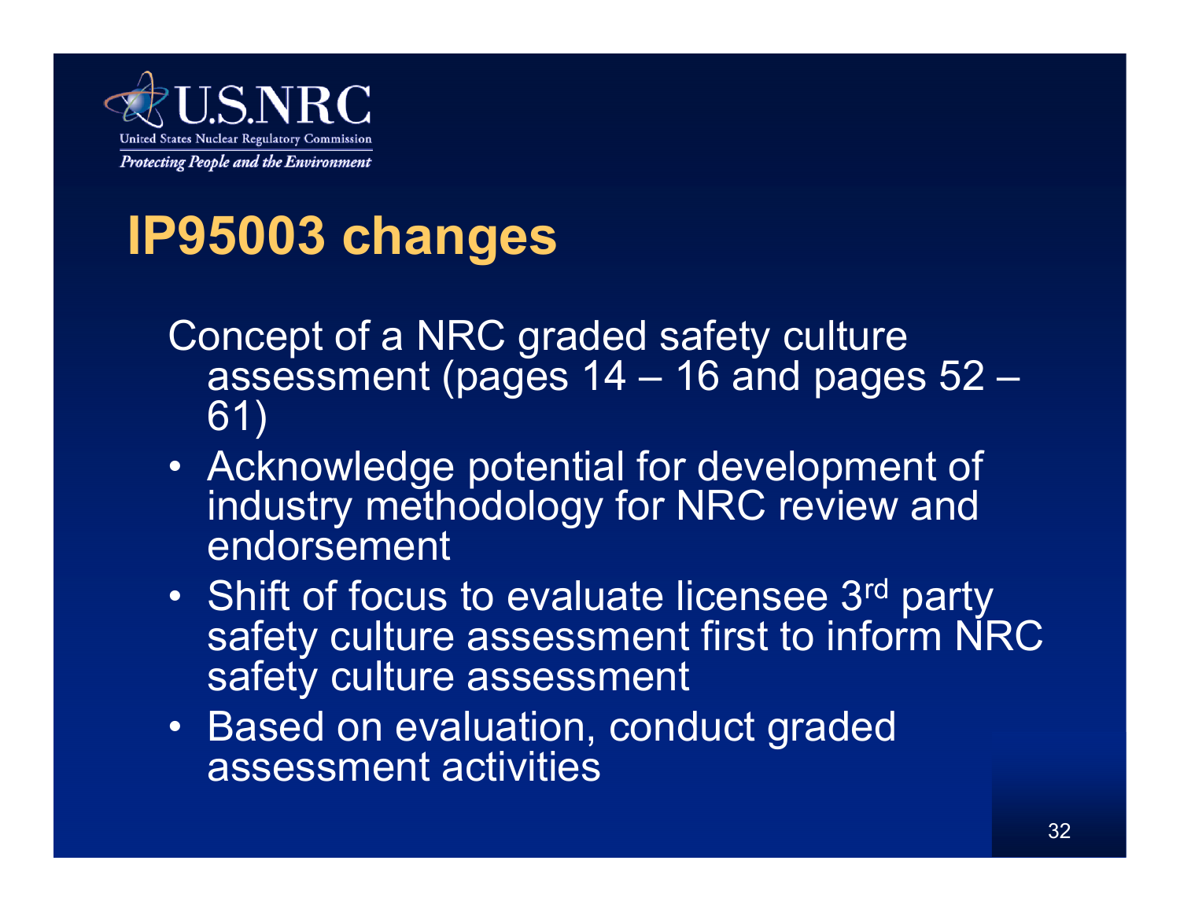# IP95003 changes

Concept of a NRC graded safety culture assessment (pages 14 – 16 and pages 52 – 61)

- Acknowledge potential for development of industry methodology for NRC review and endorsement
- Shift of focus to evaluate licensee 3rd party safety culture assessment first to inform NRC safety culture assessment
- Based on evaluation, conduct graded assessment activities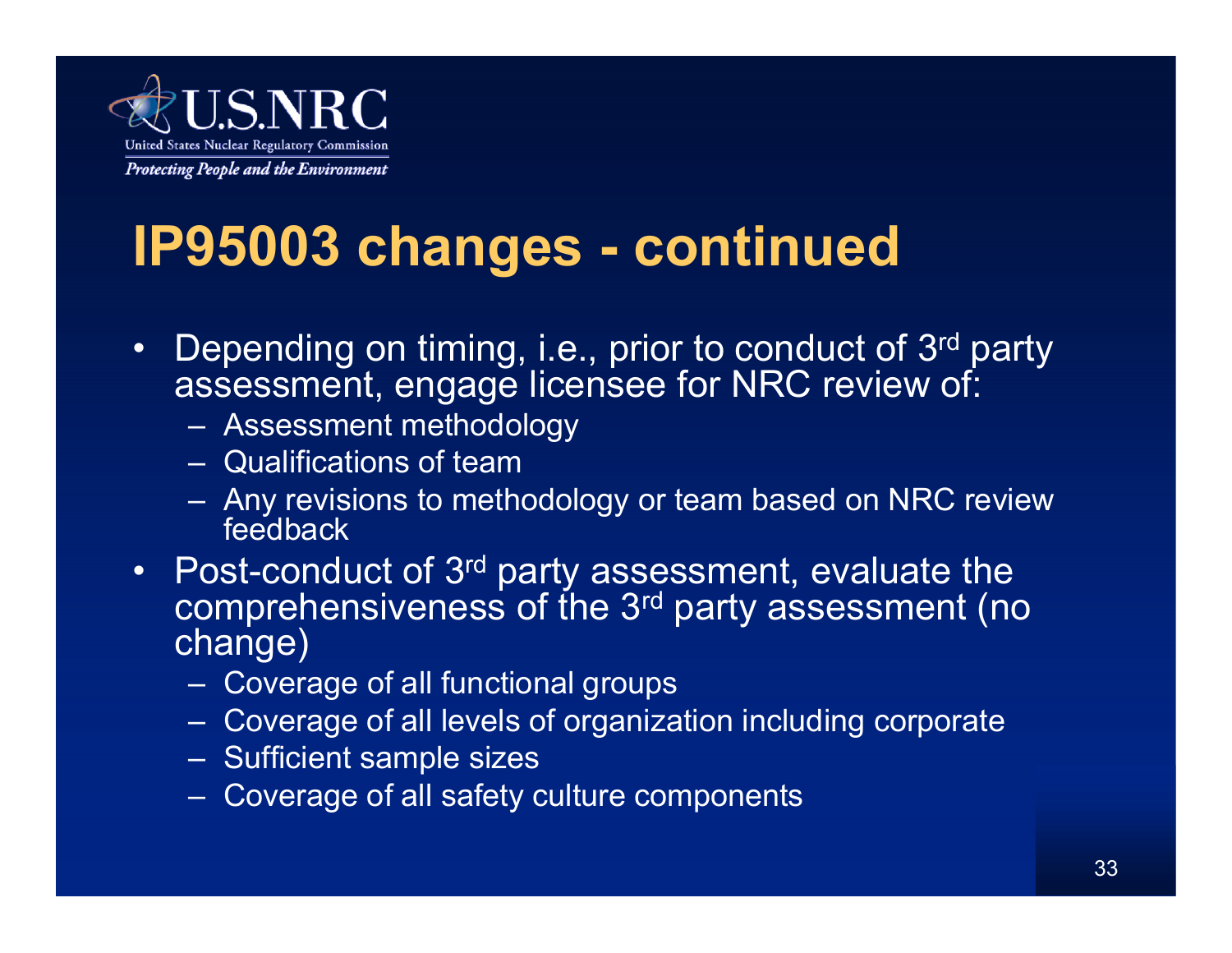# IP95003 changes - continued

- Depending on timing, i.e., prior to conduct of 3rd party assessment, engage licensee for NRC review of:
  - Assessment methodology
  - Qualifications of team
  - Any revisions to methodology or team based on NRC review feedback
- Post-conduct of 3rd party assessment, evaluate the comprehensiveness of the 3rd party assessment (no change)
  - Coverage of all functional groups
  - Coverage of all levels of organization including corporate
  - Sufficient sample sizes
  - Coverage of all safety culture components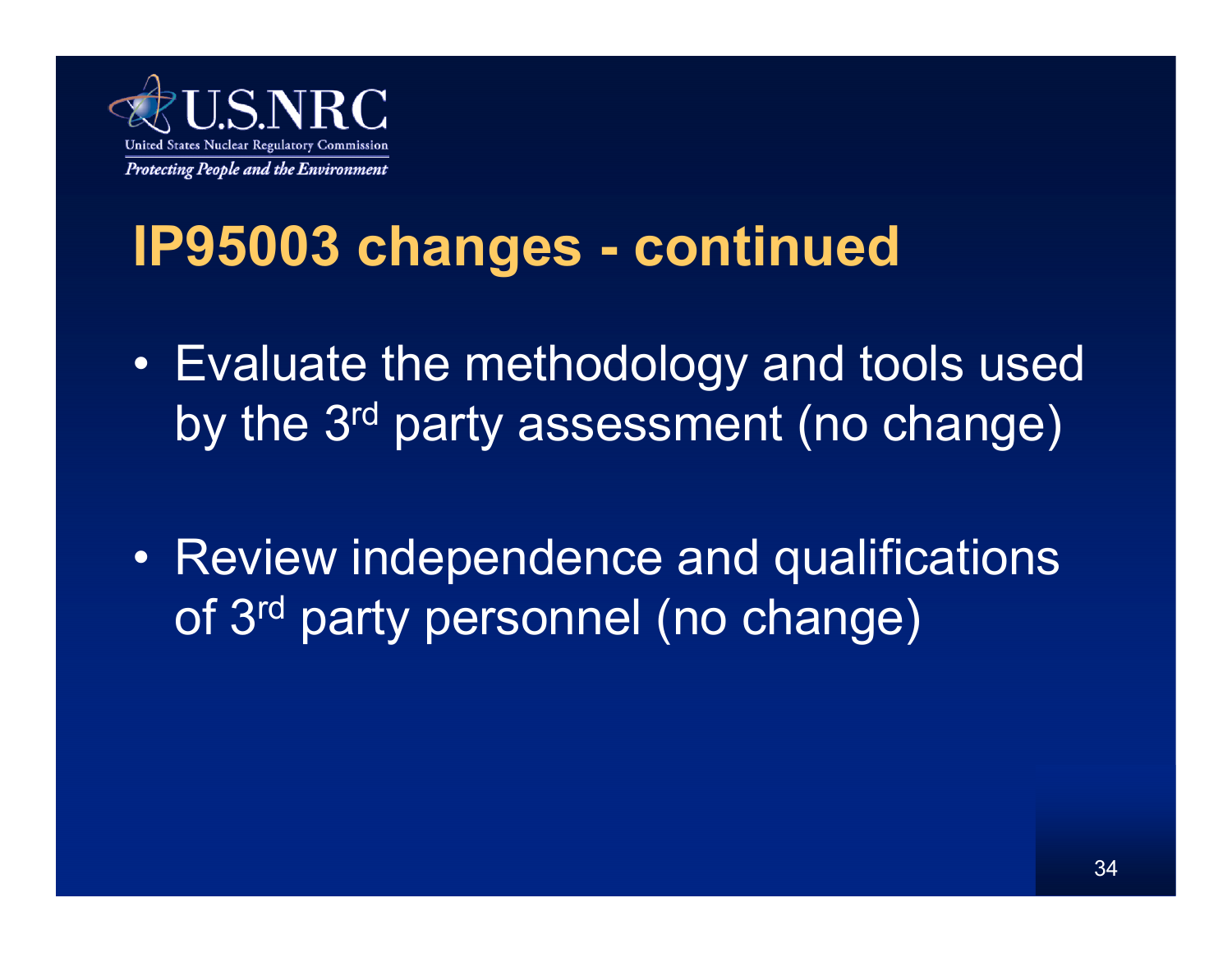# IP95003 changes - continued

- Evaluate the methodology and tools used by the 3rd party assessment (no change)
- Review independence and qualifications of 3rd party personnel (no change)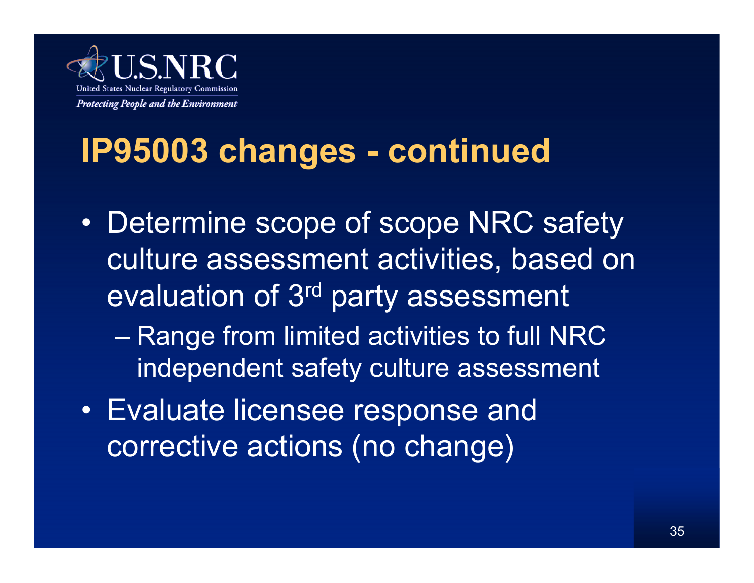# IP95003 changes - continued

- Determine scope of scope NRC safety culture assessment activities, based on evaluation of 3rd party assessment
  - Range from limited activities to full NRC independent safety culture assessment
- Evaluate licensee response and corrective actions (no change)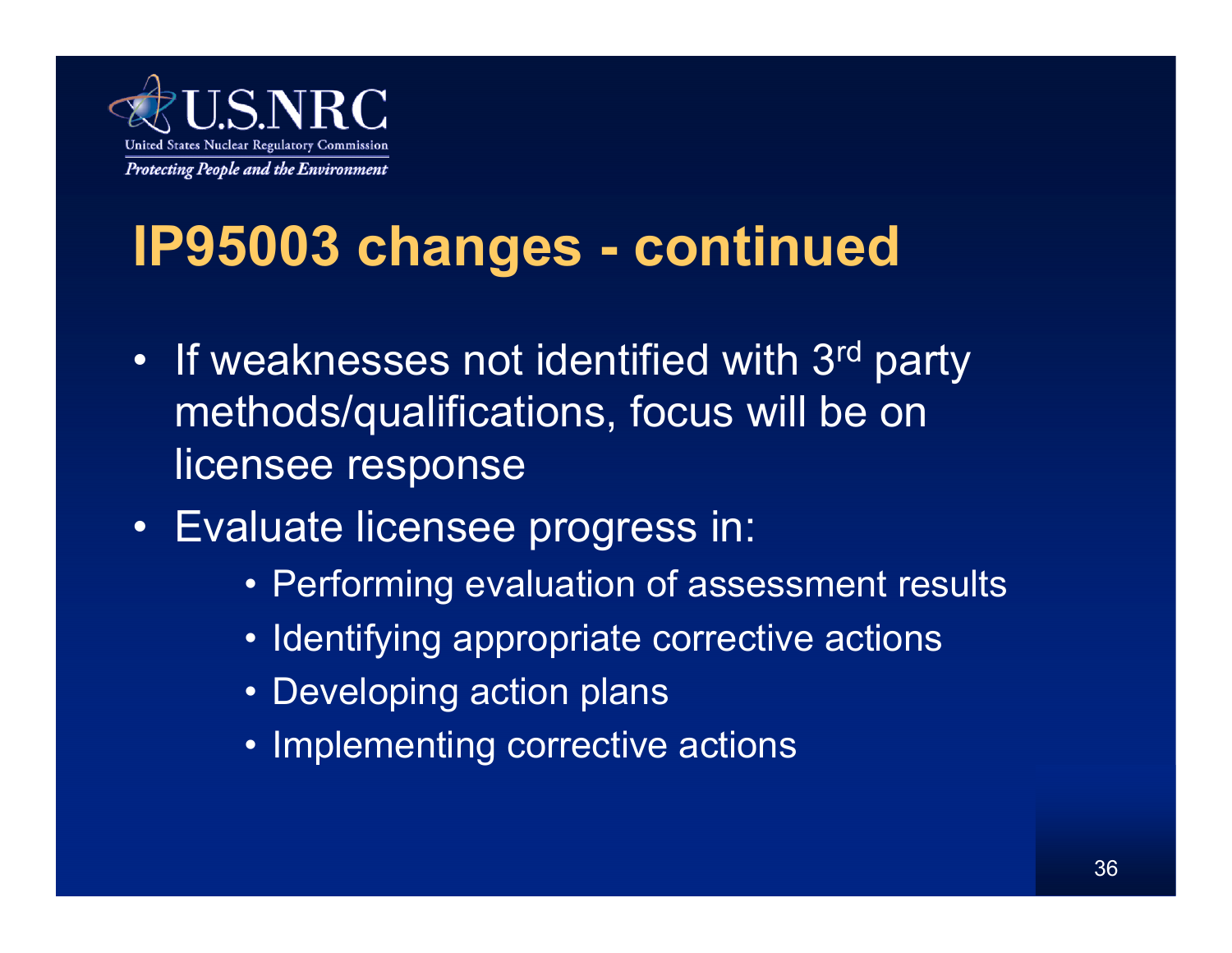# IP95003 changes - continued

- If weaknesses not identified with 3rd party methods/qualifications, focus will be on licensee response
- Evaluate licensee progress in:
  - Performing evaluation of assessment results
  - Identifying appropriate corrective actions
  - Developing action plans
  - Implementing corrective actions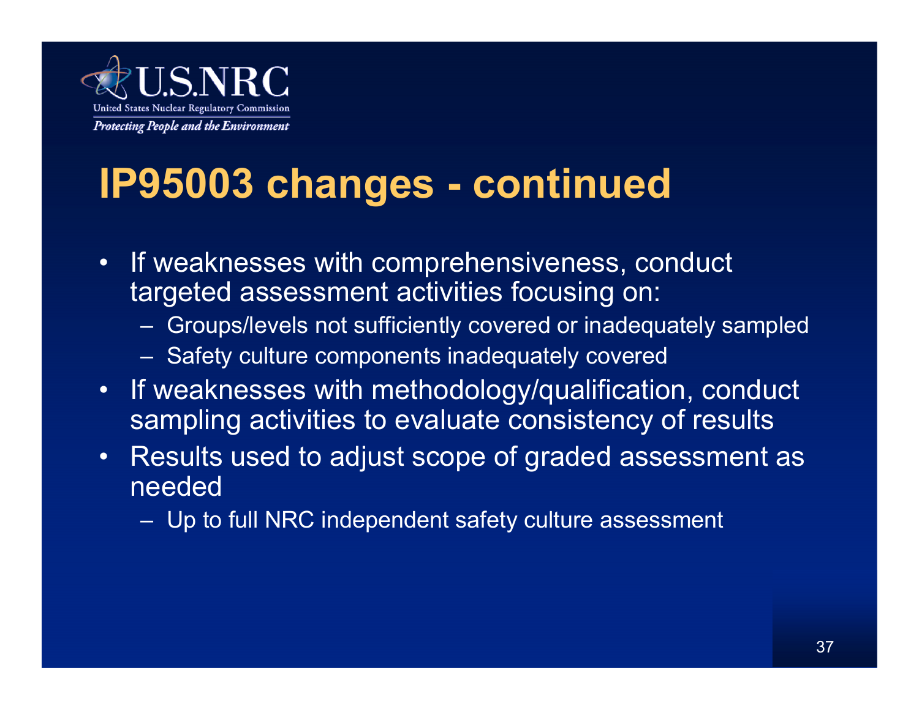# IP95003 changes - continued

- If weaknesses with comprehensiveness, conduct targeted assessment activities focusing on:
  - Groups/levels not sufficiently covered or inadequately sampled
  - Safety culture components inadequately covered
- If weaknesses with methodology/qualification, conduct sampling activities to evaluate consistency of results
- Results used to adjust scope of graded assessment as needed
  - Up to full NRC independent safety culture assessment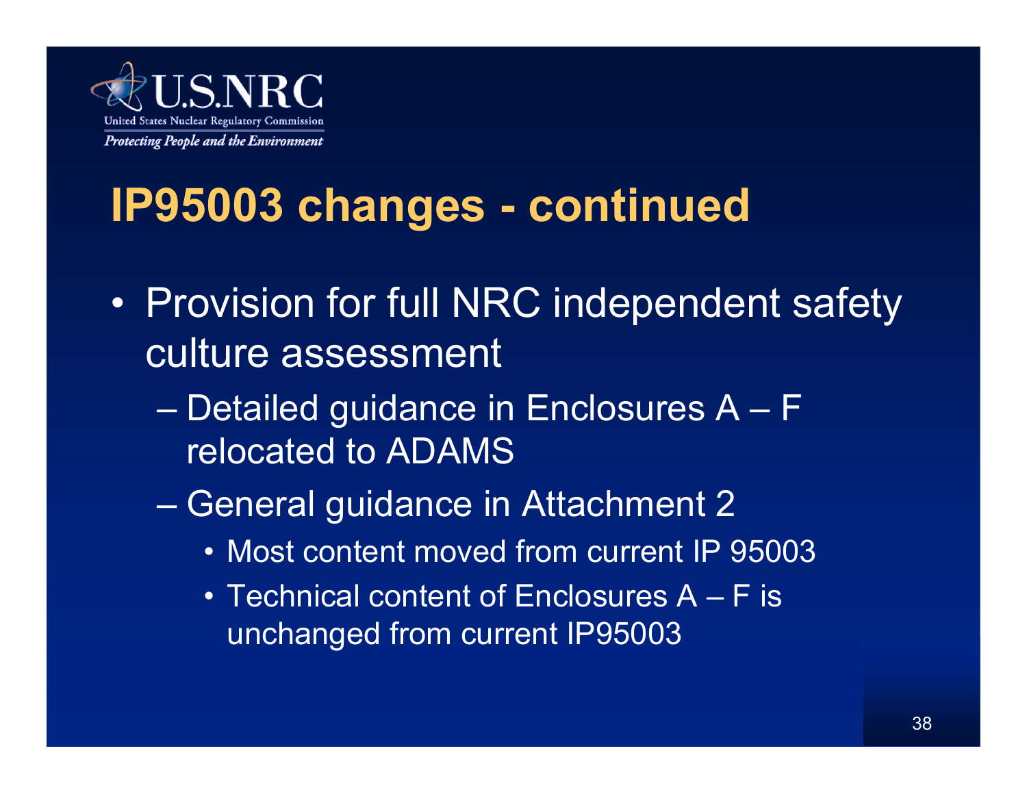# IP95003 changes - continued

- Provision for full NRC independent safety culture assessment
  - Detailed guidance in Enclosures A – F relocated to ADAMS
  - General guidance in Attachment 2
    - Most content moved from current IP 95003
    - Technical content of Enclosures A – F is unchanged from current IP95003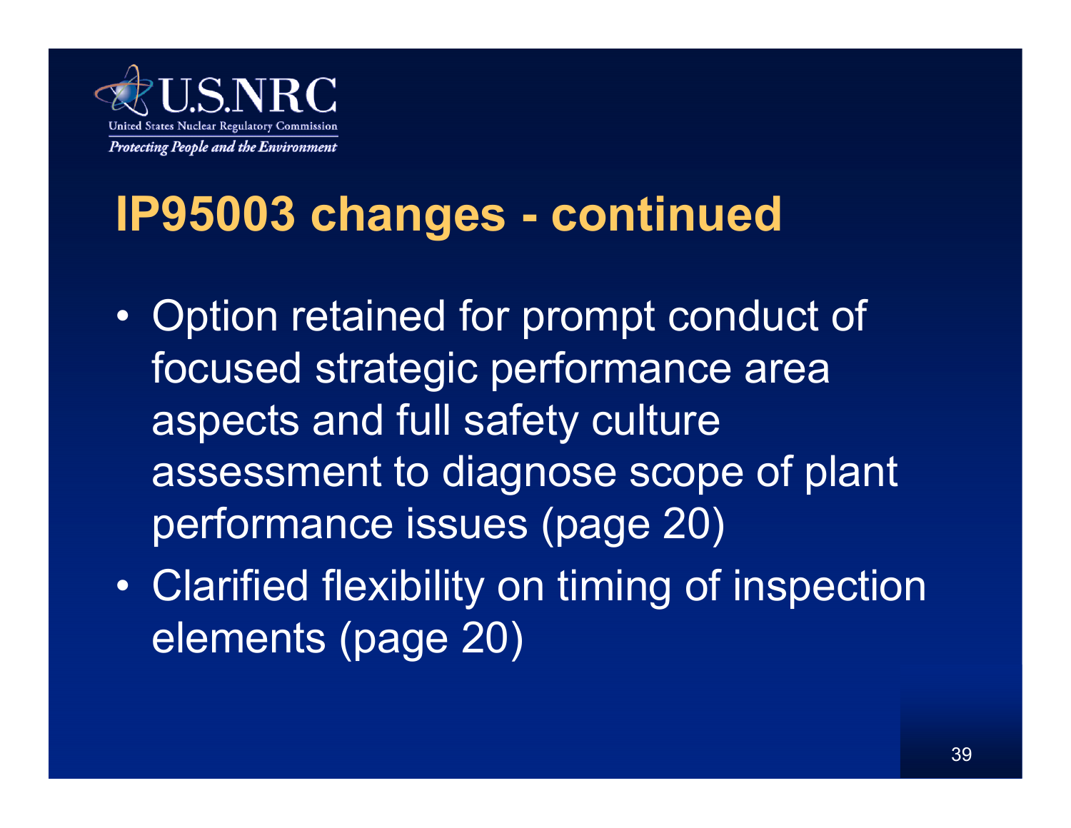# IP95003 changes - continued

- Option retained for prompt conduct of focused strategic performance area aspects and full safety culture assessment to diagnose scope of plant performance issues (page 20)
- Clarified flexibility on timing of inspection elements (page 20)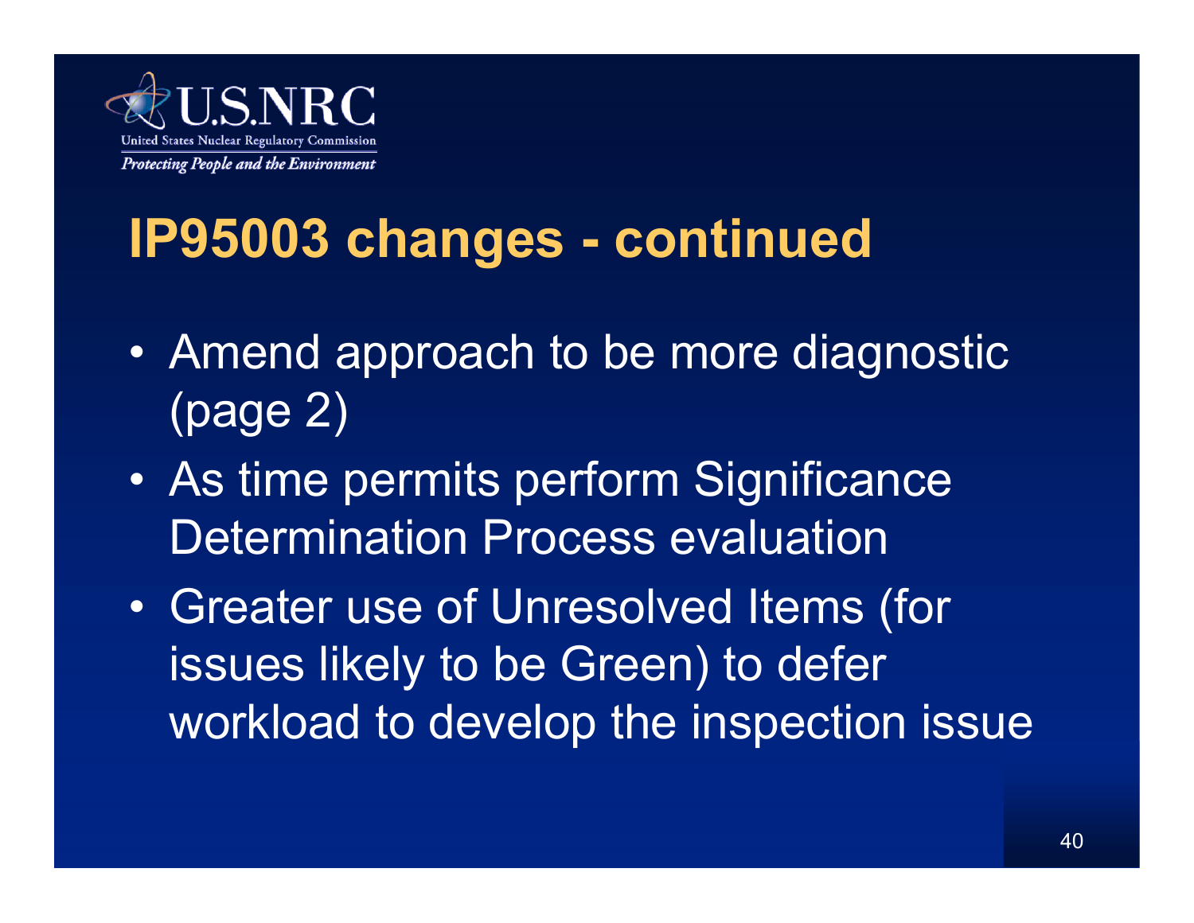# IP95003 changes - continued

- Amend approach to be more diagnostic (page 2)
- As time permits perform Significance Determination Process evaluation
- Greater use of Unresolved Items (for issues likely to be Green) to defer workload to develop the inspection issue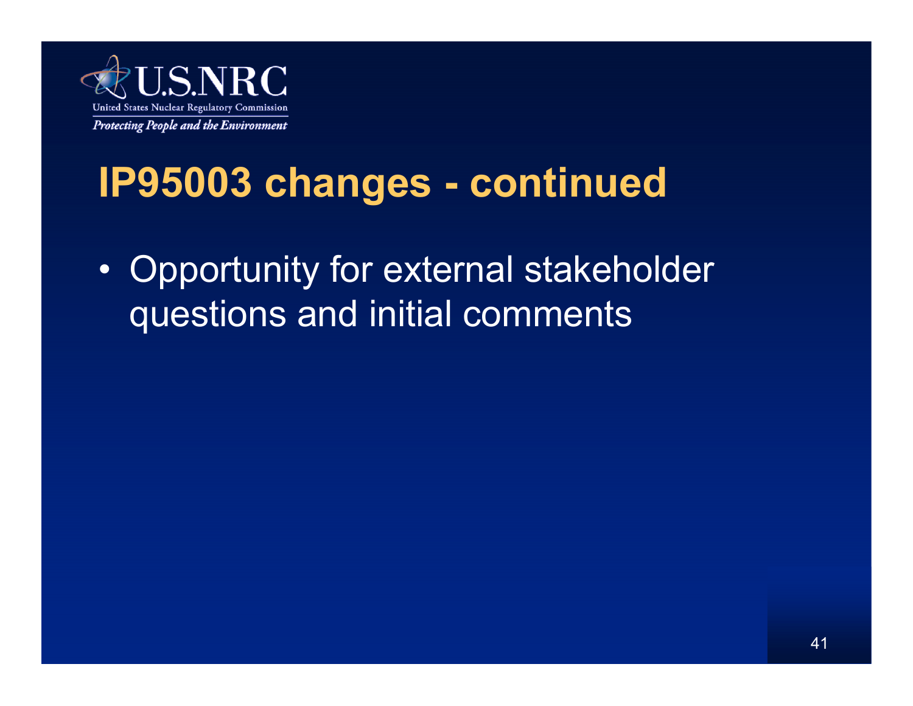# IP95003 changes - continued

- Opportunity for external stakeholder questions and initial comments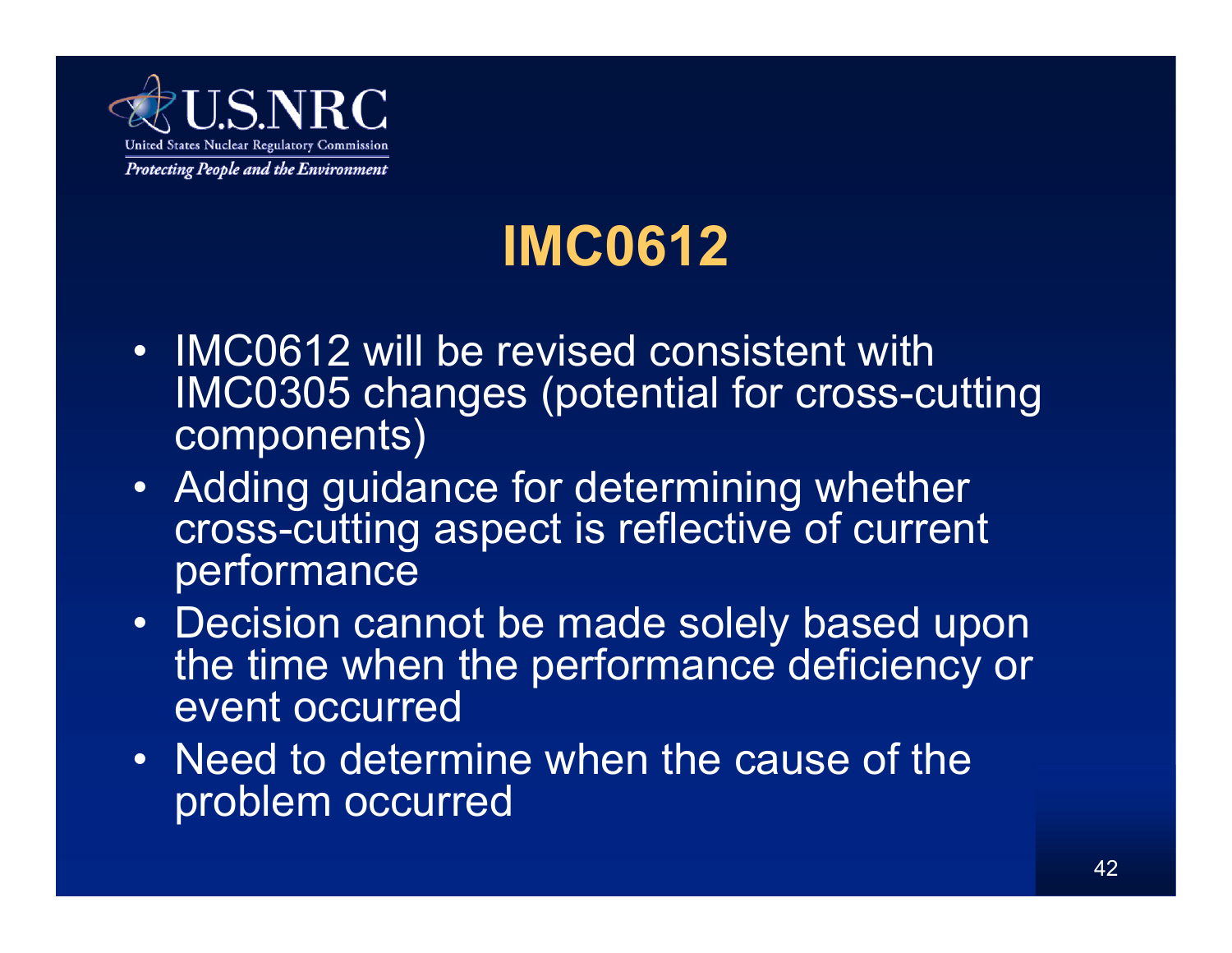# IMC0612

- IMC0612 will be revised consistent with IMC0305 changes (potential for cross-cutting components)
- Adding guidance for determining whether cross-cutting aspect is reflective of current performance
- Decision cannot be made solely based upon the time when the performance deficiency or event occurred
- Need to determine when the cause of the problem occurred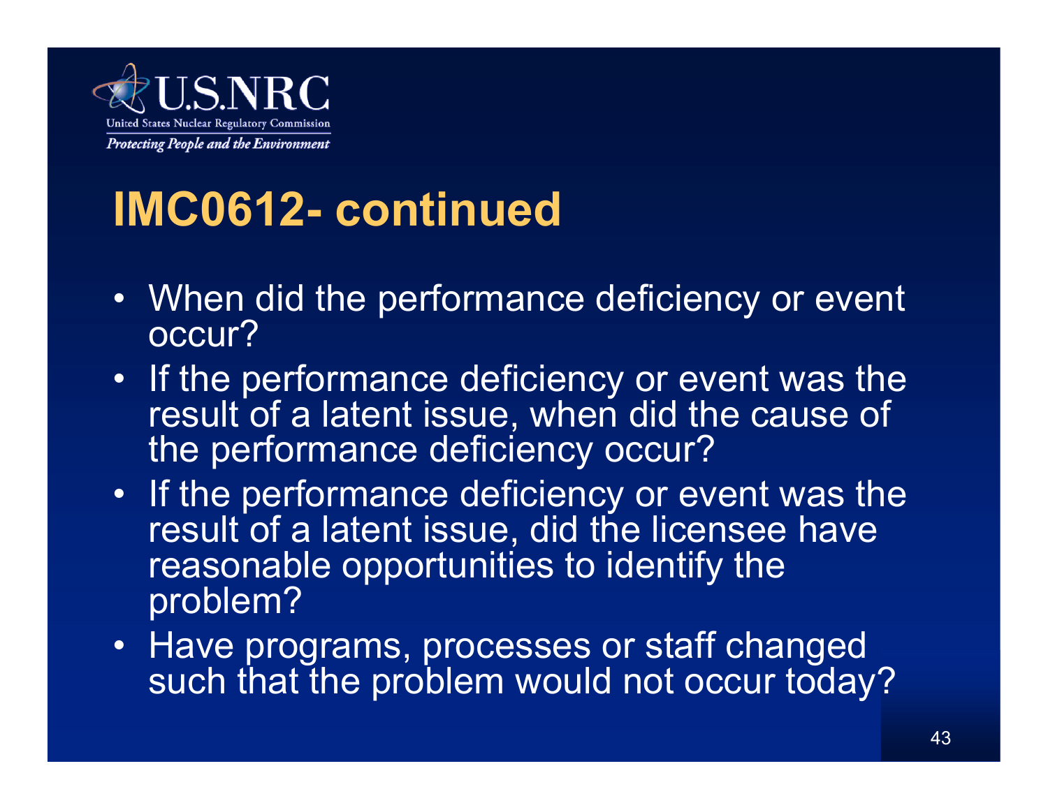# IMC0612- continued

- When did the performance deficiency or event occur?
- If the performance deficiency or event was the result of a latent issue, when did the cause of the performance deficiency occur?
- If the performance deficiency or event was the result of a latent issue, did the licensee have reasonable opportunities to identify the problem?
- Have programs, processes or staff changed such that the problem would not occur today?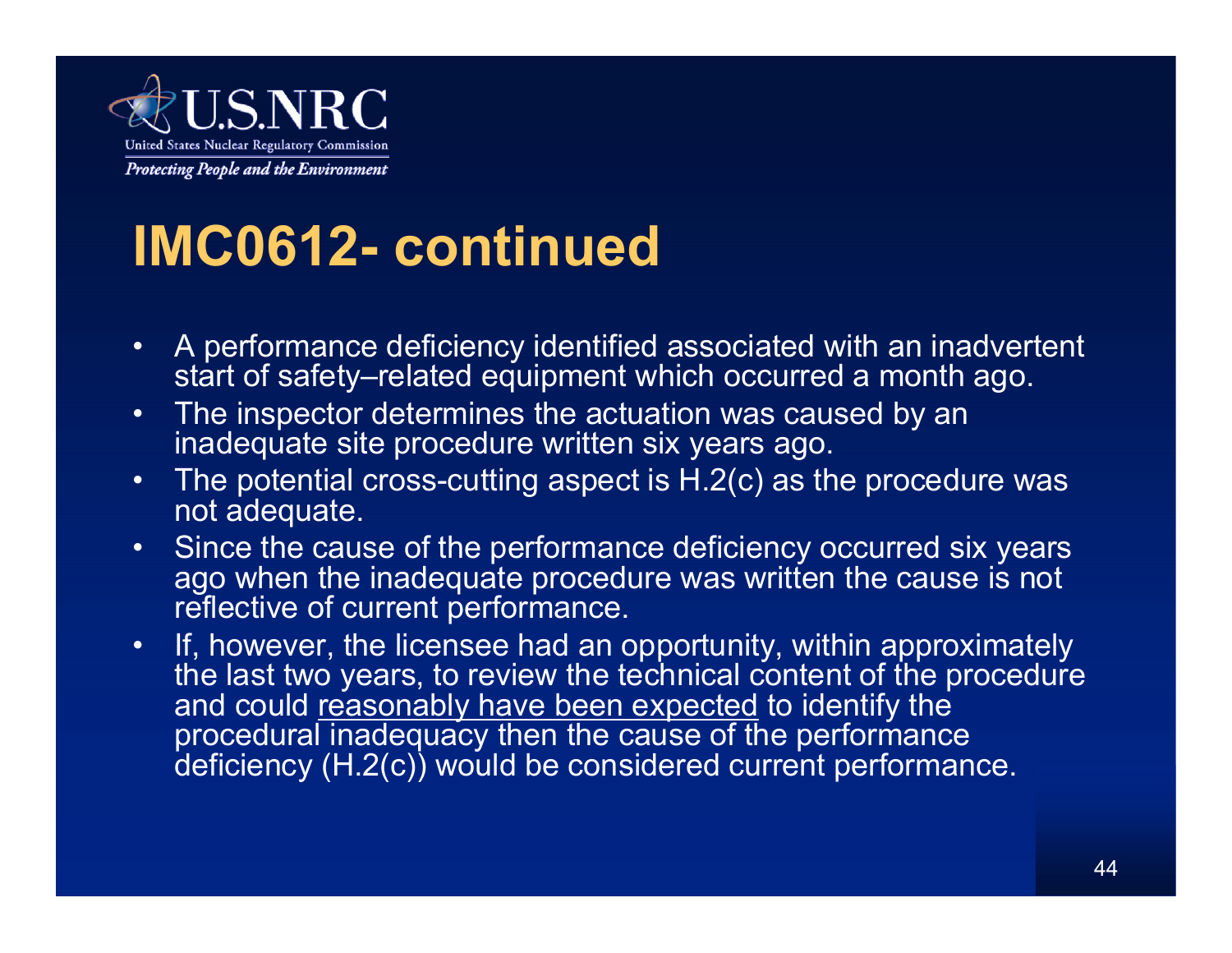# IMC0612- continued

- A performance deficiency identified associated with an inadvertent start of safety–related equipment which occurred a month ago.
- The inspector determines the actuation was caused by an inadequate site procedure written six years ago.
- The potential cross-cutting aspect is H.2(c) as the procedure was not adequate.
- Since the cause of the performance deficiency occurred six years ago when the inadequate procedure was written the cause is not reflective of current performance.
- If, however, the licensee had an opportunity, within approximately the last two years, to review the technical content of the procedure and could <u>reasonably have been expected</u> to identify the procedural inadequacy then the cause of the performance deficiency (H.2(c)) would be considered current performance.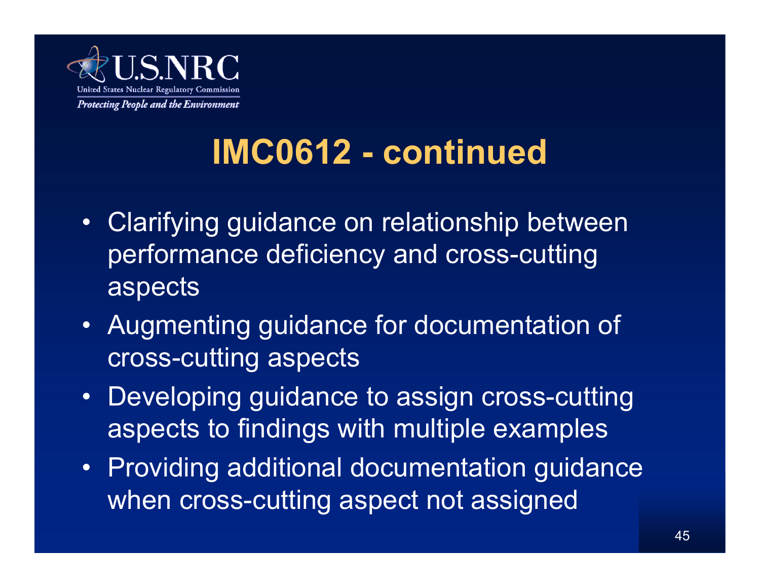# IMC0612 - continued

- Clarifying guidance on relationship between performance deficiency and cross-cutting aspects
- Augmenting guidance for documentation of cross-cutting aspects
- Developing guidance to assign cross-cutting aspects to findings with multiple examples
- Providing additional documentation guidance when cross-cutting aspect not assigned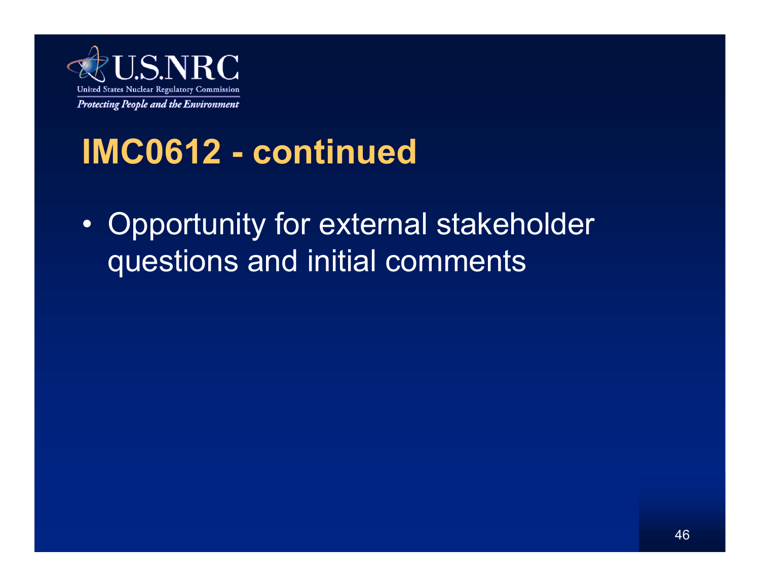# IMC0612 - continued

- Opportunity for external stakeholder questions and initial comments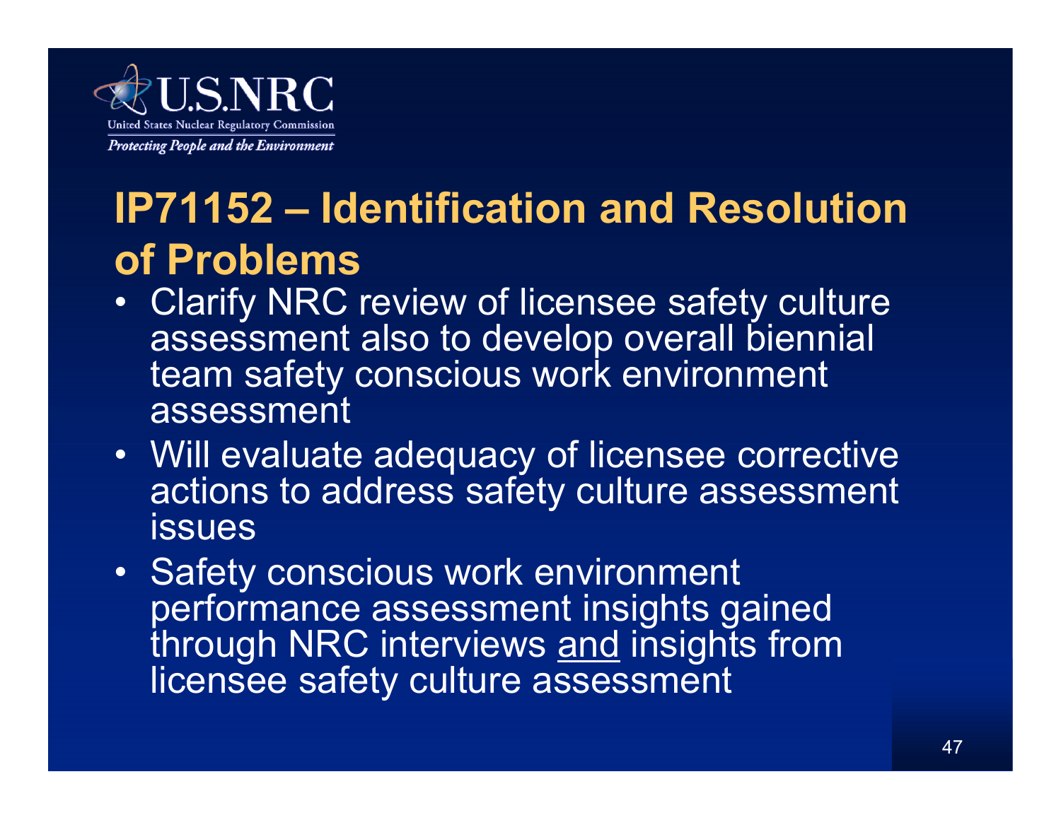# IP71152 – Identification and Resolution of Problems

- Clarify NRC review of licensee safety culture assessment also to develop overall biennial team safety conscious work environment assessment
- Will evaluate adequacy of licensee corrective actions to address safety culture assessment issues
- Safety conscious work environment performance assessment insights gained through NRC interviews and insights from licensee safety culture assessment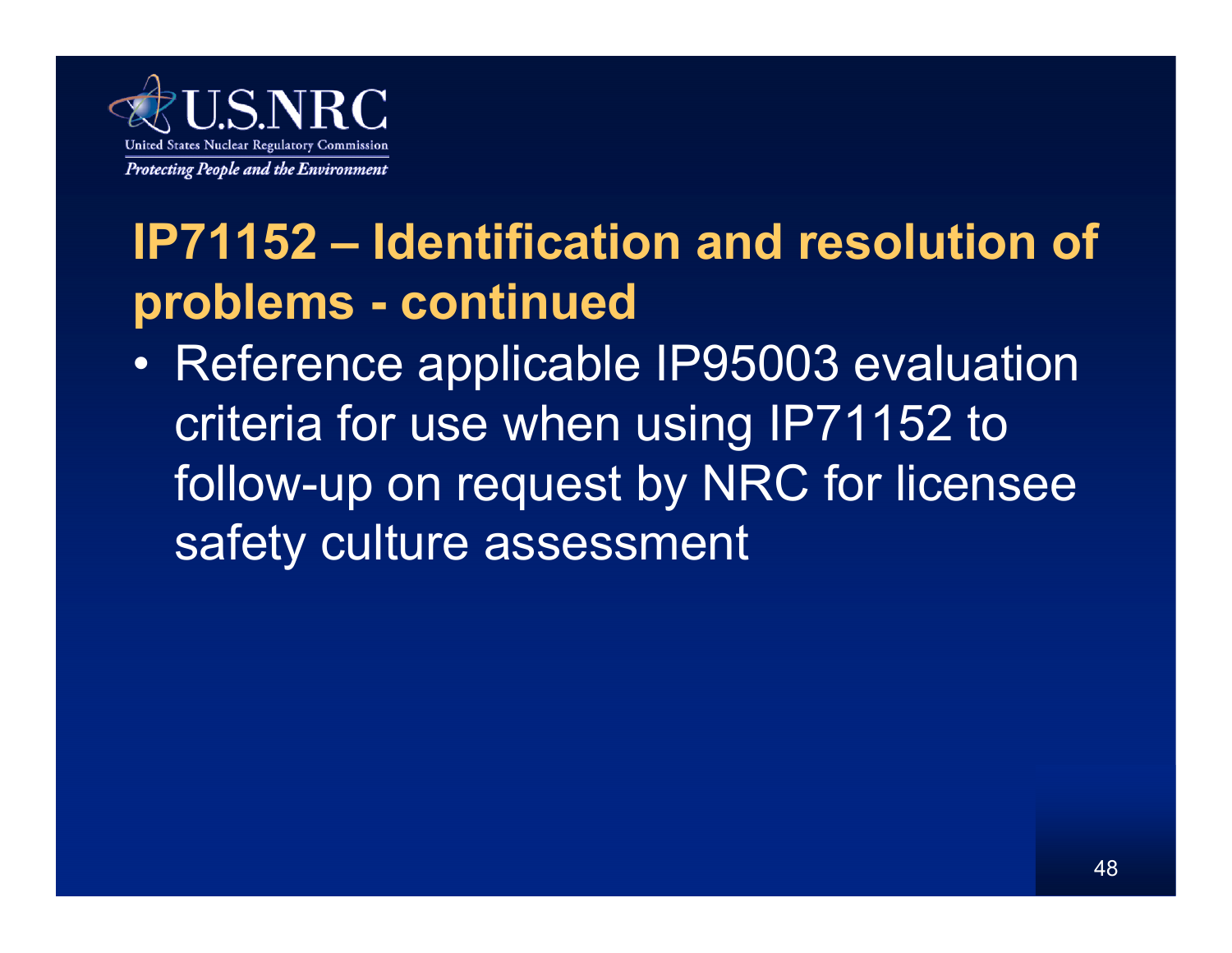## IP71152 – Identification and resolution of problems - continued

- Reference applicable IP95003 evaluation criteria for use when using IP71152 to follow-up on request by NRC for licensee safety culture assessment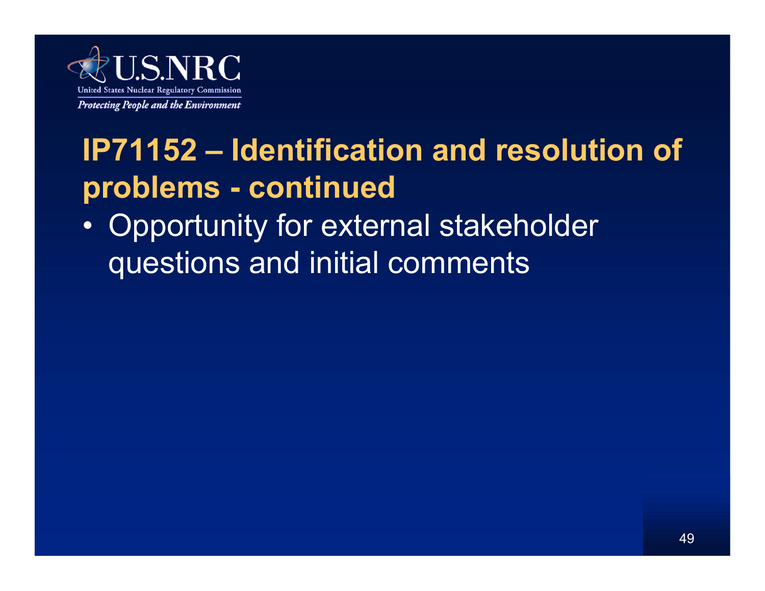# IP71152 – Identification and resolution of problems - continued

- Opportunity for external stakeholder questions and initial comments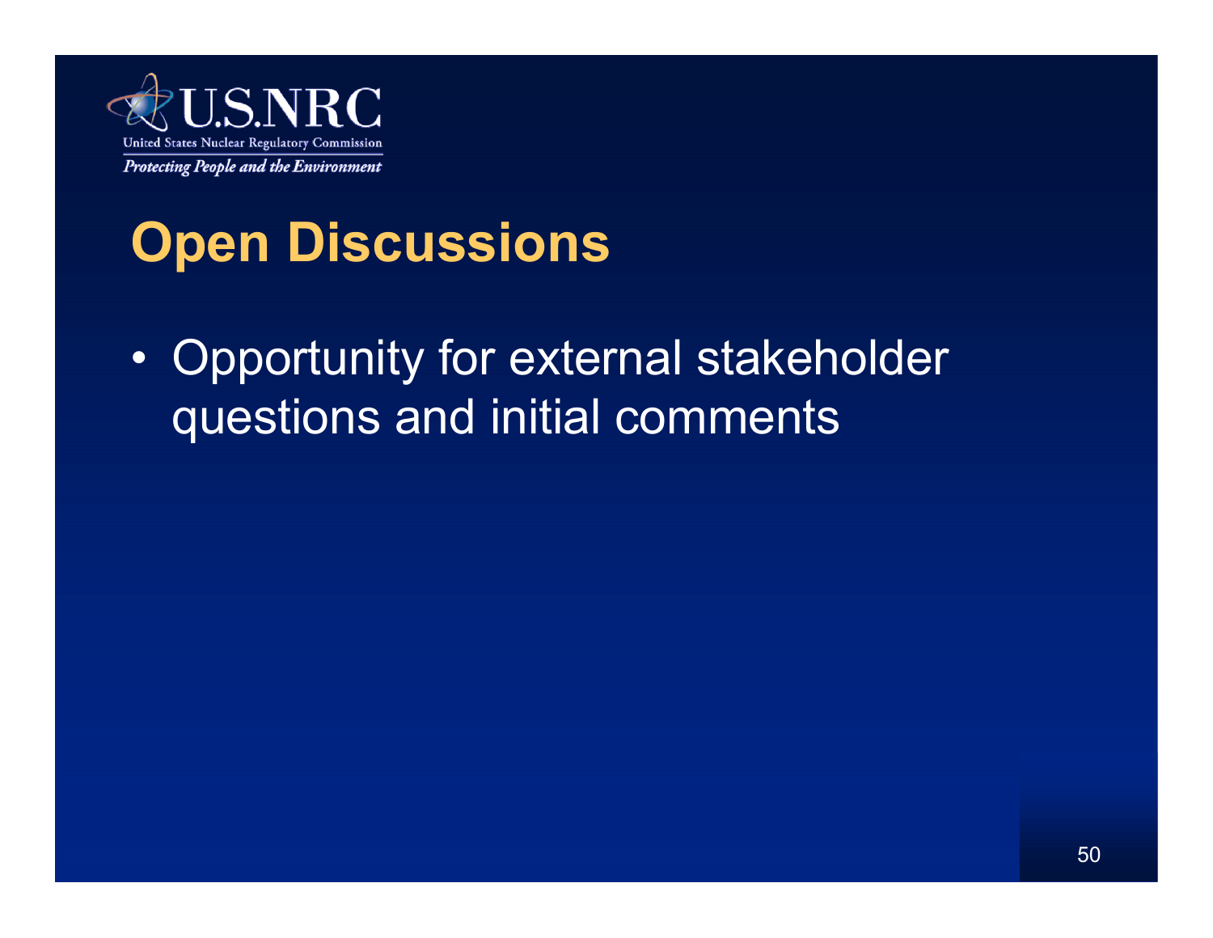# Open Discussions

- Opportunity for external stakeholder questions and initial comments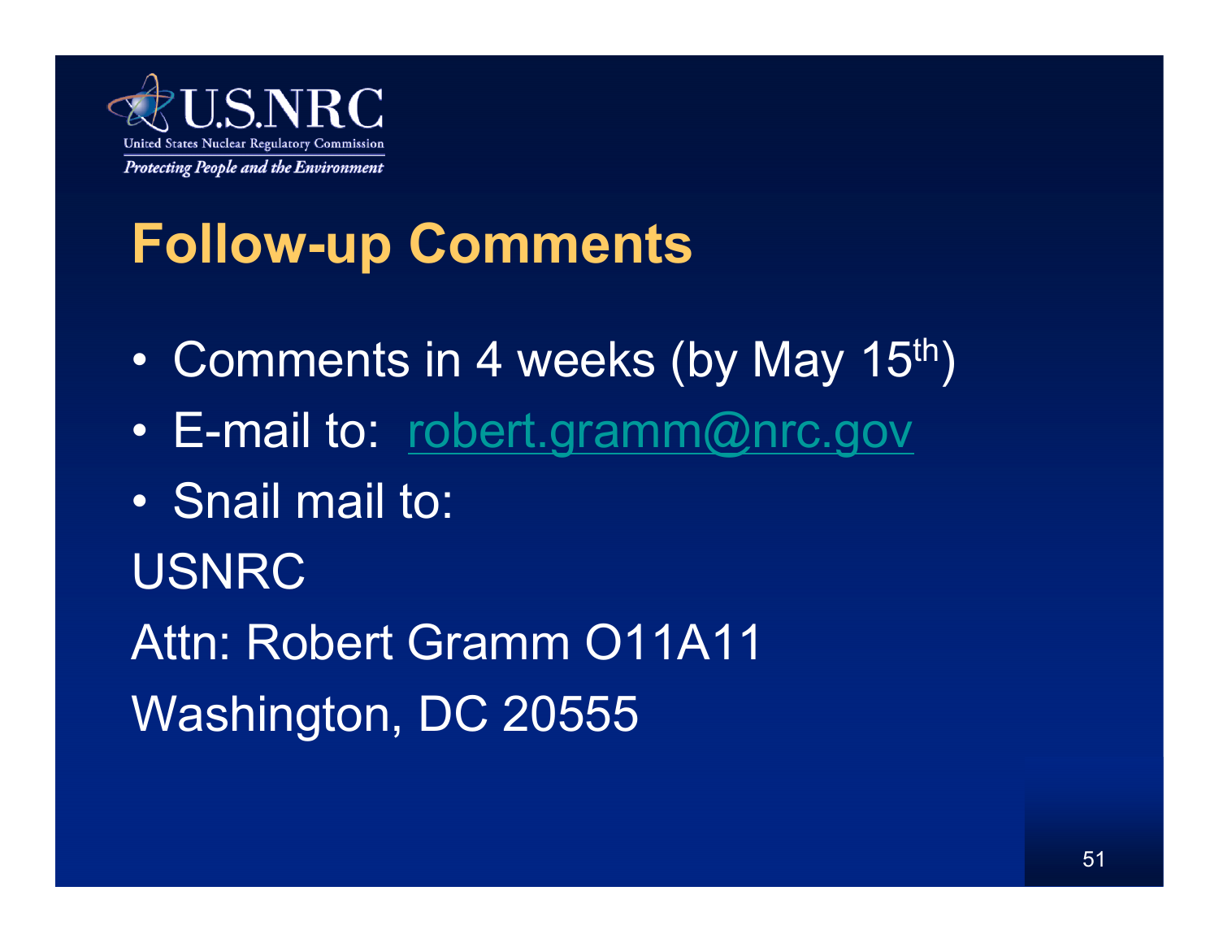## Follow-up Comments

- Comments in 4 weeks (by May 15th)
- E-mail to: robert.gramm@nrc.gov
- Snail mail to:

USNRC

Attn: Robert Gramm O11A11

Washington, DC 20555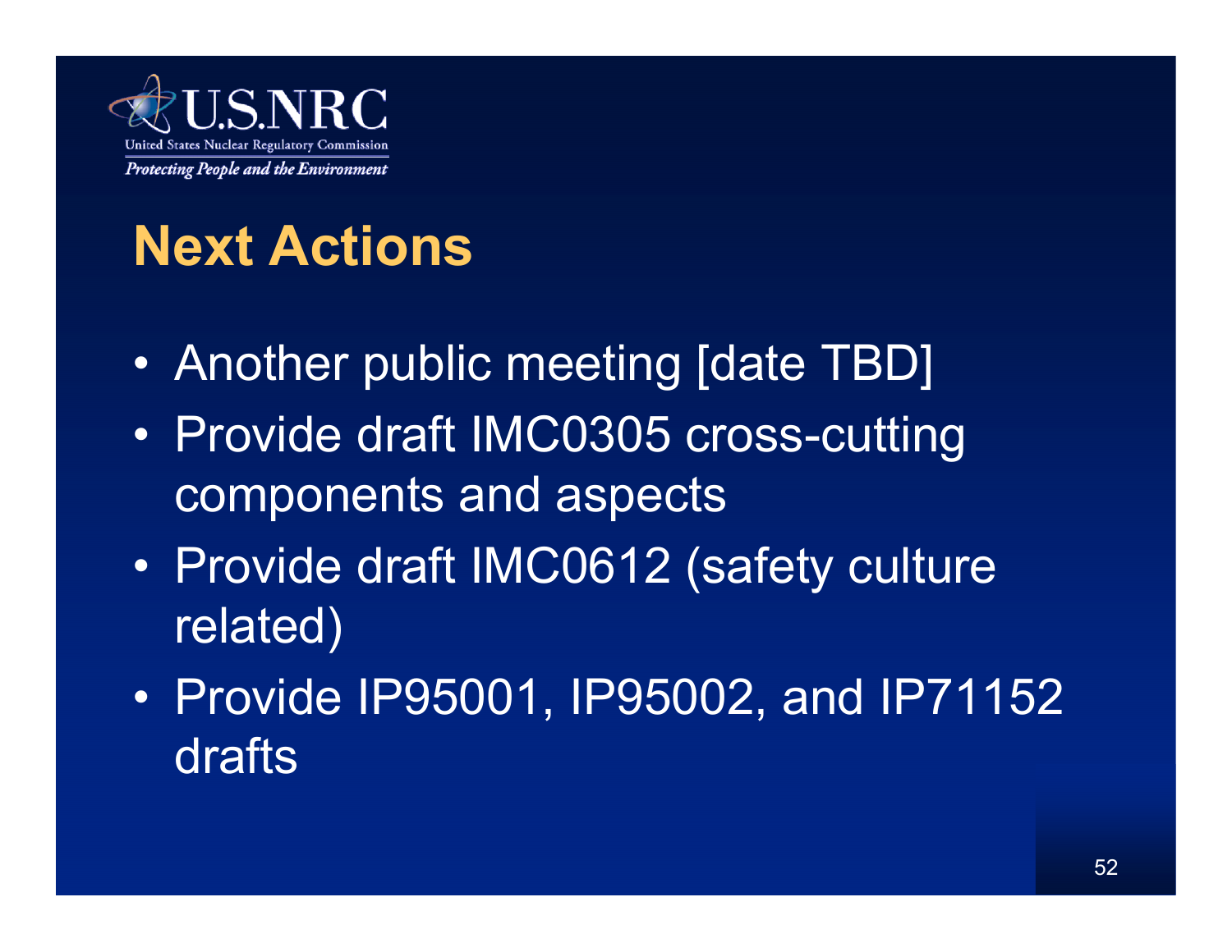# Next Actions

- Another public meeting [date TBD]
- Provide draft IMC0305 cross-cutting components and aspects
- Provide draft IMC0612 (safety culture related)
- Provide IP95001, IP95002, and IP71152 drafts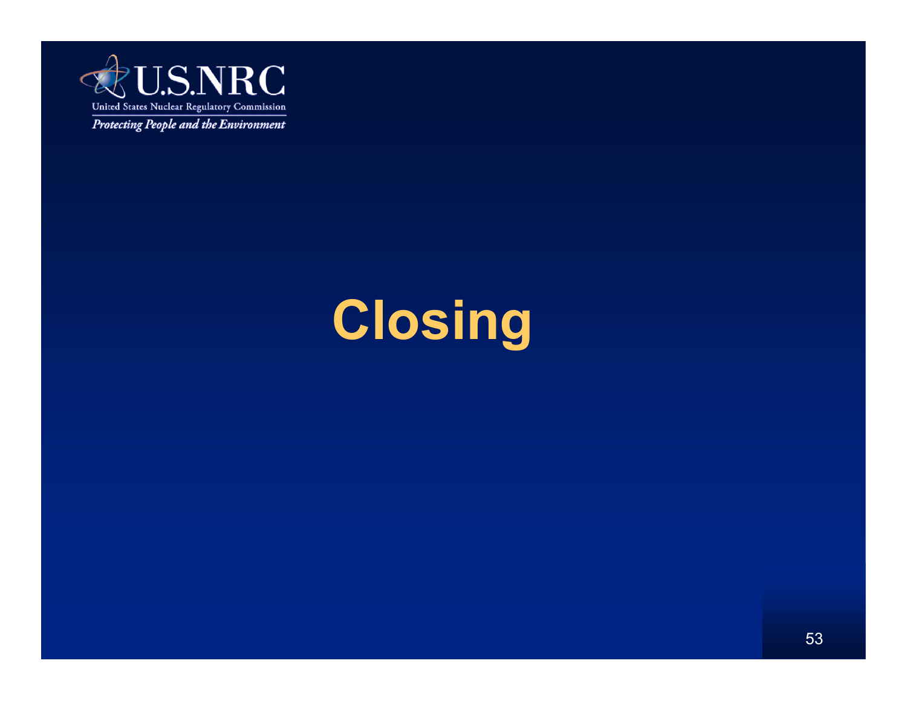U.S.NRC

United States Nuclear Regulatory Commission

*Protecting People and the Environment*

# Closing